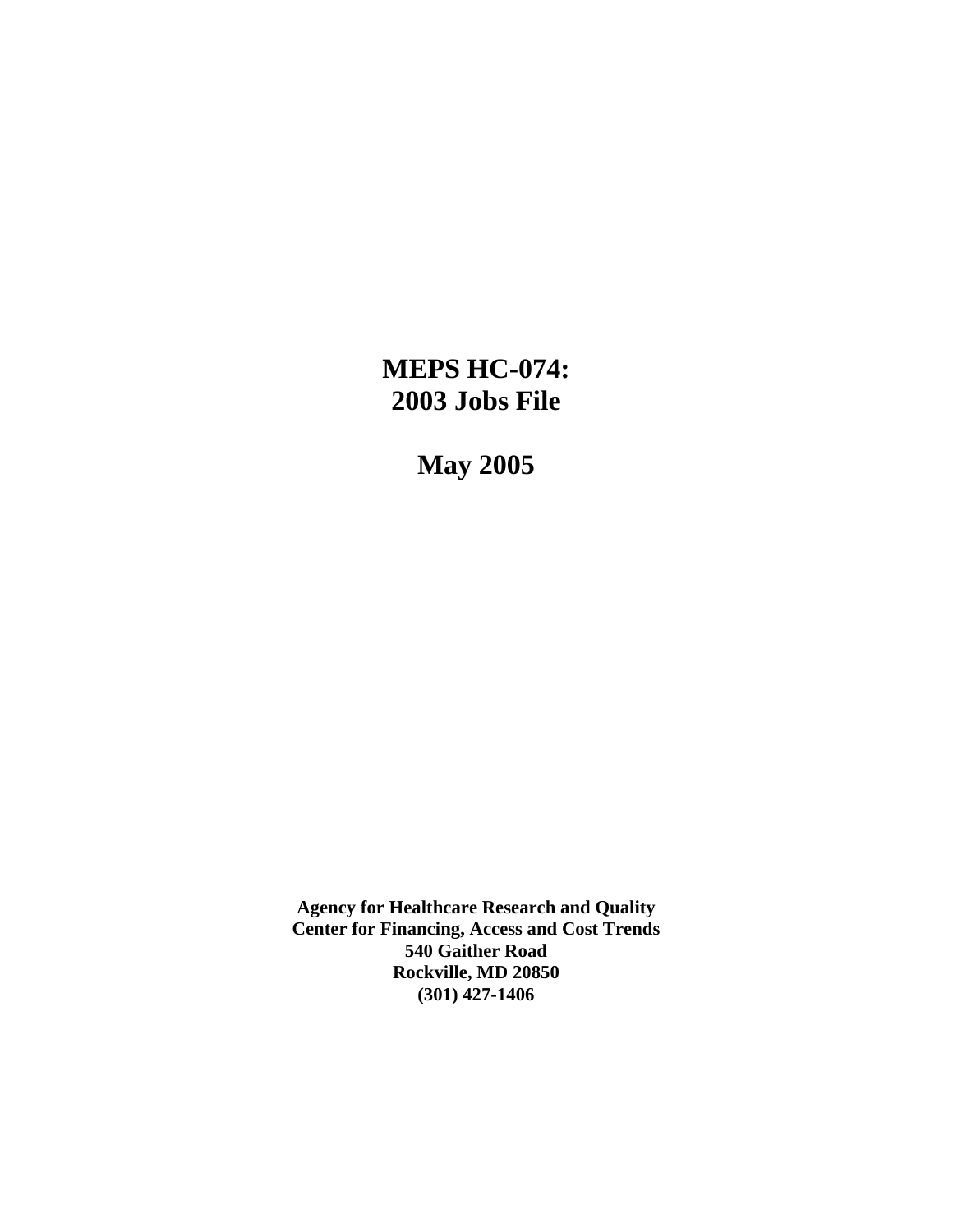# MEPS HC-074: 2003 Jobs File

## May 2005

**Agency for Healthcare Research and Quality**
**Center for Financing, Access and Cost Trends**
**540 Gaither Road**
**Rockville, MD 20850**
**(301) 427-1406**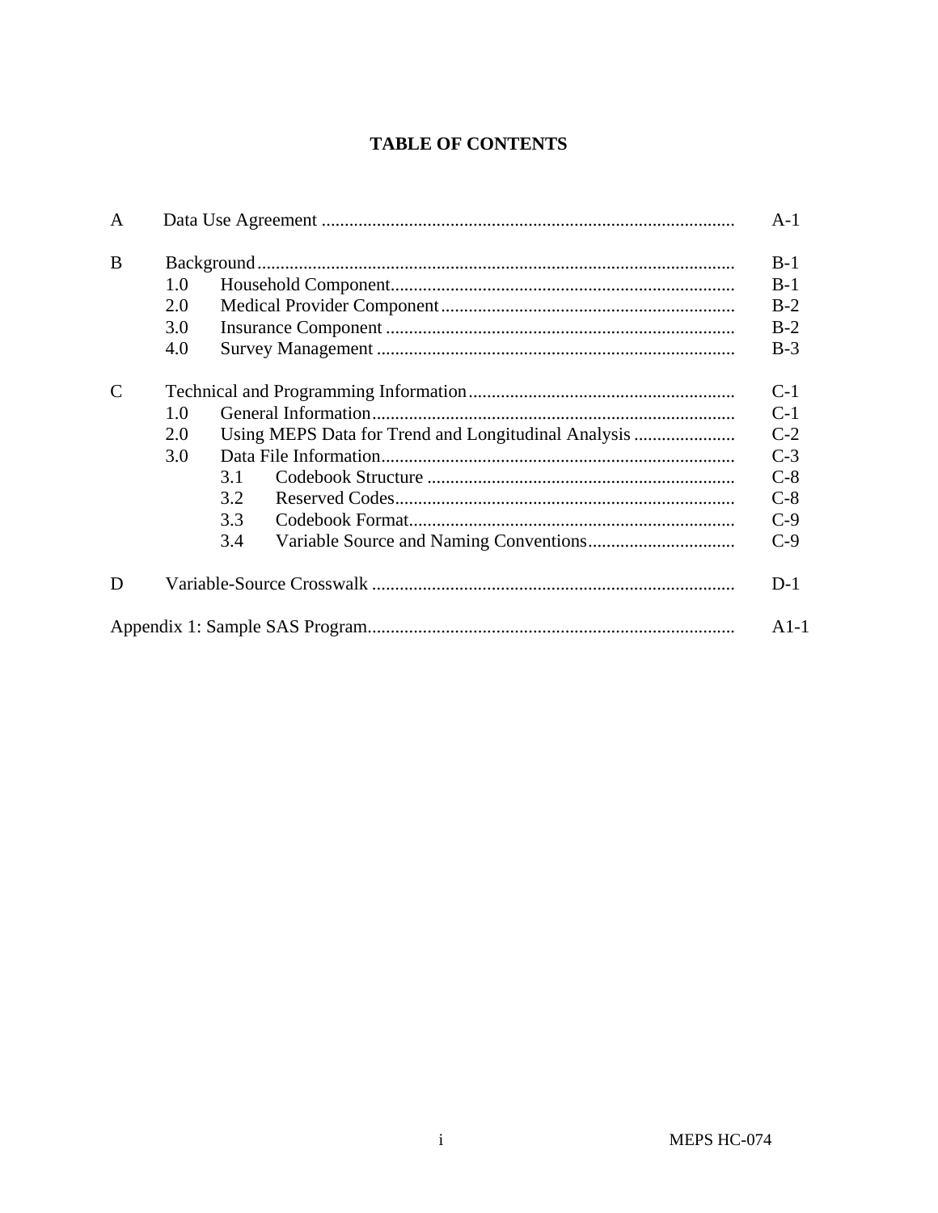# TABLE OF CONTENTS

| | | | |
|---|---|---|---|
| A | Data Use Agreement | | A-1 |
| B | Background | | B-1 |
| | 1.0 | Household Component | B-1 |
| | 2.0 | Medical Provider Component | B-2 |
| | 3.0 | Insurance Component | B-2 |
| | 4.0 | Survey Management | B-3 |
| C | Technical and Programming Information | | C-1 |
| | 1.0 | General Information | C-1 |
| | 2.0 | Using MEPS Data for Trend and Longitudinal Analysis | C-2 |
| | 3.0 | Data File Information | C-3 |
| | | 3.1 Codebook Structure | C-8 |
| | | 3.2 Reserved Codes | C-8 |
| | | 3.3 Codebook Format | C-9 |
| | | 3.4 Variable Source and Naming Conventions | C-9 |
| D | Variable-Source Crosswalk | | D-1 |
| Appendix 1: Sample SAS Program | | | A1-1 |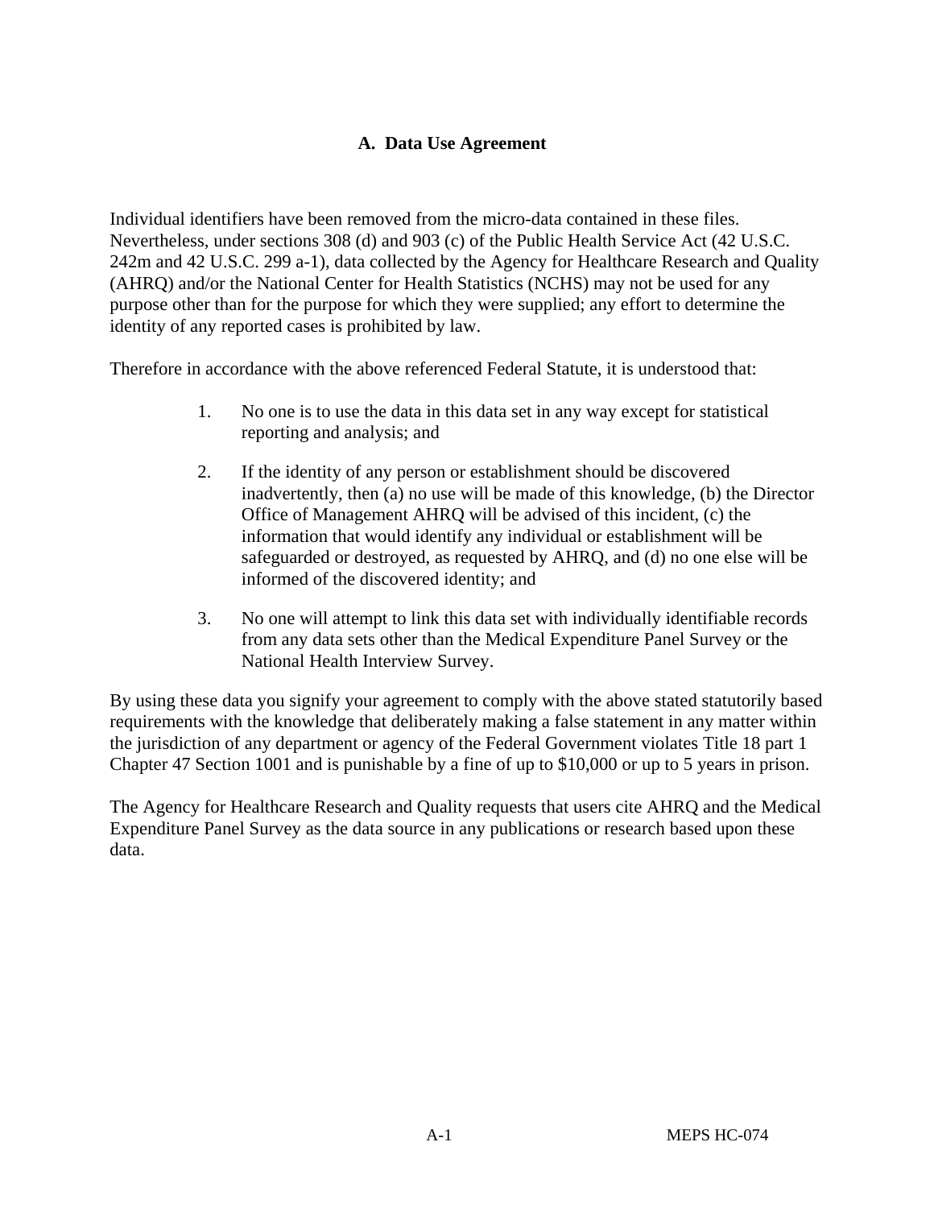## A. Data Use Agreement

Individual identifiers have been removed from the micro-data contained in these files. Nevertheless, under sections 308 (d) and 903 (c) of the Public Health Service Act (42 U.S.C. 242m and 42 U.S.C. 299 a-1), data collected by the Agency for Healthcare Research and Quality (AHRQ) and/or the National Center for Health Statistics (NCHS) may not be used for any purpose other than for the purpose for which they were supplied; any effort to determine the identity of any reported cases is prohibited by law.

Therefore in accordance with the above referenced Federal Statute, it is understood that:

1. No one is to use the data in this data set in any way except for statistical reporting and analysis; and

2. If the identity of any person or establishment should be discovered inadvertently, then (a) no use will be made of this knowledge, (b) the Director Office of Management AHRQ will be advised of this incident, (c) the information that would identify any individual or establishment will be safeguarded or destroyed, as requested by AHRQ, and (d) no one else will be informed of the discovered identity; and

3. No one will attempt to link this data set with individually identifiable records from any data sets other than the Medical Expenditure Panel Survey or the National Health Interview Survey.

By using these data you signify your agreement to comply with the above stated statutorily based requirements with the knowledge that deliberately making a false statement in any matter within the jurisdiction of any department or agency of the Federal Government violates Title 18 part 1 Chapter 47 Section 1001 and is punishable by a fine of up to $10,000 or up to 5 years in prison.

The Agency for Healthcare Research and Quality requests that users cite AHRQ and the Medical Expenditure Panel Survey as the data source in any publications or research based upon these data.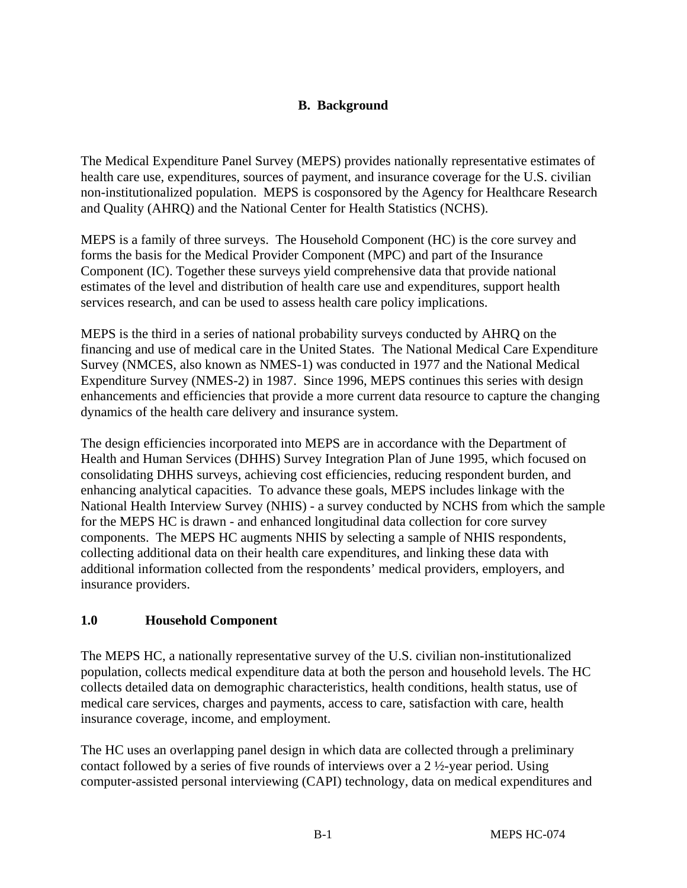## B. Background

The Medical Expenditure Panel Survey (MEPS) provides nationally representative estimates of health care use, expenditures, sources of payment, and insurance coverage for the U.S. civilian non-institutionalized population. MEPS is cosponsored by the Agency for Healthcare Research and Quality (AHRQ) and the National Center for Health Statistics (NCHS).

MEPS is a family of three surveys. The Household Component (HC) is the core survey and forms the basis for the Medical Provider Component (MPC) and part of the Insurance Component (IC). Together these surveys yield comprehensive data that provide national estimates of the level and distribution of health care use and expenditures, support health services research, and can be used to assess health care policy implications.

MEPS is the third in a series of national probability surveys conducted by AHRQ on the financing and use of medical care in the United States. The National Medical Care Expenditure Survey (NMCES, also known as NMES-1) was conducted in 1977 and the National Medical Expenditure Survey (NMES-2) in 1987. Since 1996, MEPS continues this series with design enhancements and efficiencies that provide a more current data resource to capture the changing dynamics of the health care delivery and insurance system.

The design efficiencies incorporated into MEPS are in accordance with the Department of Health and Human Services (DHHS) Survey Integration Plan of June 1995, which focused on consolidating DHHS surveys, achieving cost efficiencies, reducing respondent burden, and enhancing analytical capacities. To advance these goals, MEPS includes linkage with the National Health Interview Survey (NHIS) - a survey conducted by NCHS from which the sample for the MEPS HC is drawn - and enhanced longitudinal data collection for core survey components. The MEPS HC augments NHIS by selecting a sample of NHIS respondents, collecting additional data on their health care expenditures, and linking these data with additional information collected from the respondents' medical providers, employers, and insurance providers.

### 1.0 Household Component

The MEPS HC, a nationally representative survey of the U.S. civilian non-institutionalized population, collects medical expenditure data at both the person and household levels. The HC collects detailed data on demographic characteristics, health conditions, health status, use of medical care services, charges and payments, access to care, satisfaction with care, health insurance coverage, income, and employment.

The HC uses an overlapping panel design in which data are collected through a preliminary contact followed by a series of five rounds of interviews over a 2 ½-year period. Using computer-assisted personal interviewing (CAPI) technology, data on medical expenditures and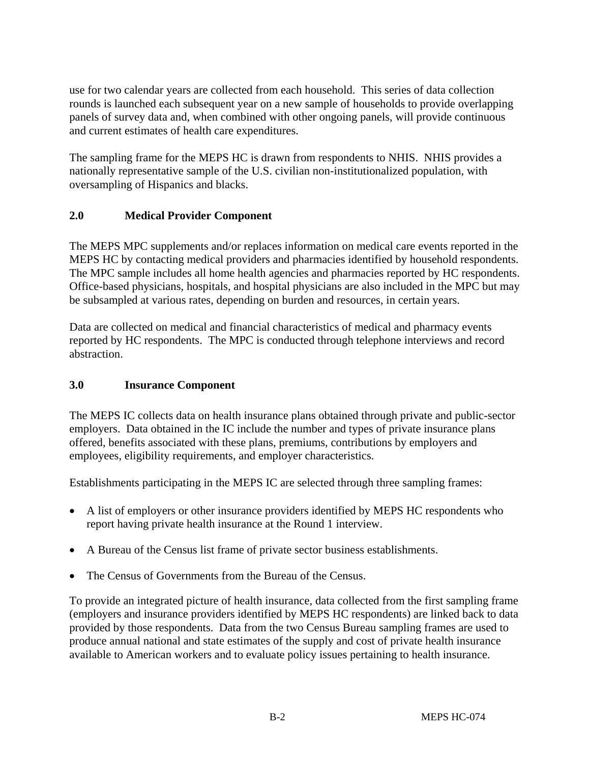use for two calendar years are collected from each household. This series of data collection rounds is launched each subsequent year on a new sample of households to provide overlapping panels of survey data and, when combined with other ongoing panels, will provide continuous and current estimates of health care expenditures.

The sampling frame for the MEPS HC is drawn from respondents to NHIS. NHIS provides a nationally representative sample of the U.S. civilian non-institutionalized population, with oversampling of Hispanics and blacks.

## 2.0 Medical Provider Component

The MEPS MPC supplements and/or replaces information on medical care events reported in the MEPS HC by contacting medical providers and pharmacies identified by household respondents. The MPC sample includes all home health agencies and pharmacies reported by HC respondents. Office-based physicians, hospitals, and hospital physicians are also included in the MPC but may be subsampled at various rates, depending on burden and resources, in certain years.

Data are collected on medical and financial characteristics of medical and pharmacy events reported by HC respondents. The MPC is conducted through telephone interviews and record abstraction.

## 3.0 Insurance Component

The MEPS IC collects data on health insurance plans obtained through private and public-sector employers. Data obtained in the IC include the number and types of private insurance plans offered, benefits associated with these plans, premiums, contributions by employers and employees, eligibility requirements, and employer characteristics.

Establishments participating in the MEPS IC are selected through three sampling frames:

- A list of employers or other insurance providers identified by MEPS HC respondents who report having private health insurance at the Round 1 interview.
- A Bureau of the Census list frame of private sector business establishments.
- The Census of Governments from the Bureau of the Census.

To provide an integrated picture of health insurance, data collected from the first sampling frame (employers and insurance providers identified by MEPS HC respondents) are linked back to data provided by those respondents. Data from the two Census Bureau sampling frames are used to produce annual national and state estimates of the supply and cost of private health insurance available to American workers and to evaluate policy issues pertaining to health insurance.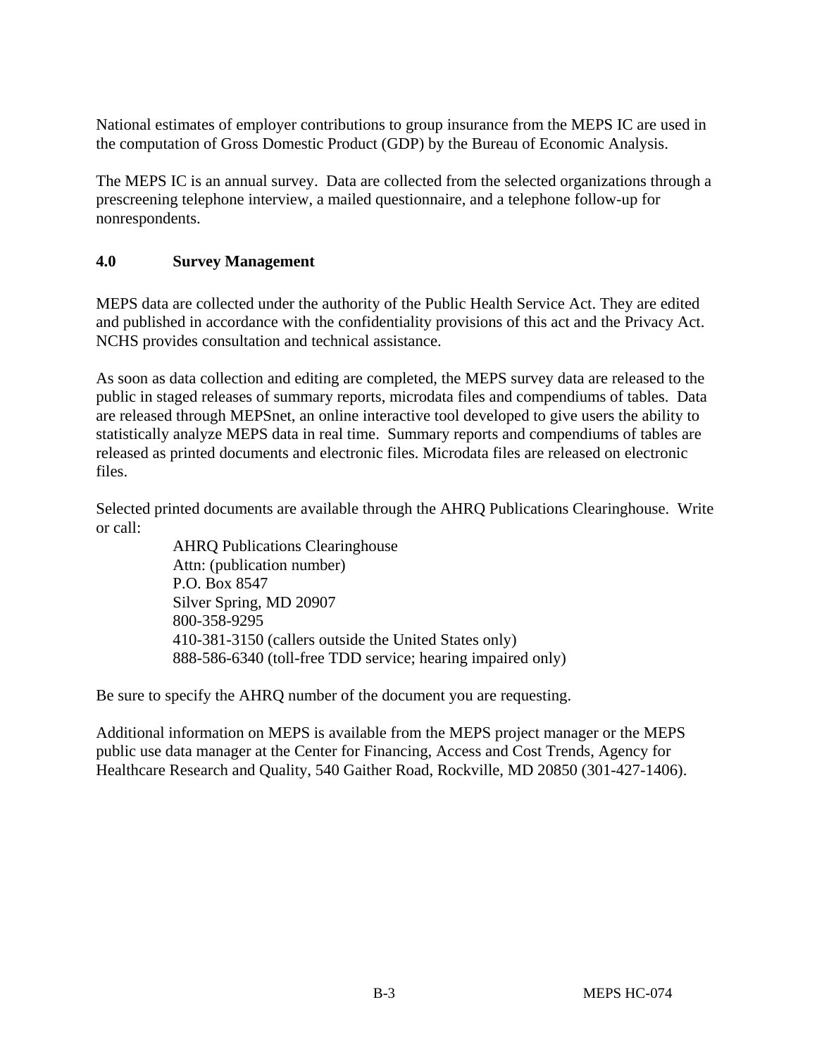National estimates of employer contributions to group insurance from the MEPS IC are used in the computation of Gross Domestic Product (GDP) by the Bureau of Economic Analysis.

The MEPS IC is an annual survey. Data are collected from the selected organizations through a prescreening telephone interview, a mailed questionnaire, and a telephone follow-up for nonrespondents.

## 4.0 Survey Management

MEPS data are collected under the authority of the Public Health Service Act. They are edited and published in accordance with the confidentiality provisions of this act and the Privacy Act. NCHS provides consultation and technical assistance.

As soon as data collection and editing are completed, the MEPS survey data are released to the public in staged releases of summary reports, microdata files and compendiums of tables. Data are released through MEPSnet, an online interactive tool developed to give users the ability to statistically analyze MEPS data in real time. Summary reports and compendiums of tables are released as printed documents and electronic files. Microdata files are released on electronic files.

Selected printed documents are available through the AHRQ Publications Clearinghouse. Write or call:

> AHRQ Publications Clearinghouse
> Attn: (publication number)
> P.O. Box 8547
> Silver Spring, MD 20907
> 800-358-9295
> 410-381-3150 (callers outside the United States only)
> 888-586-6340 (toll-free TDD service; hearing impaired only)

Be sure to specify the AHRQ number of the document you are requesting.

Additional information on MEPS is available from the MEPS project manager or the MEPS public use data manager at the Center for Financing, Access and Cost Trends, Agency for Healthcare Research and Quality, 540 Gaither Road, Rockville, MD 20850 (301-427-1406).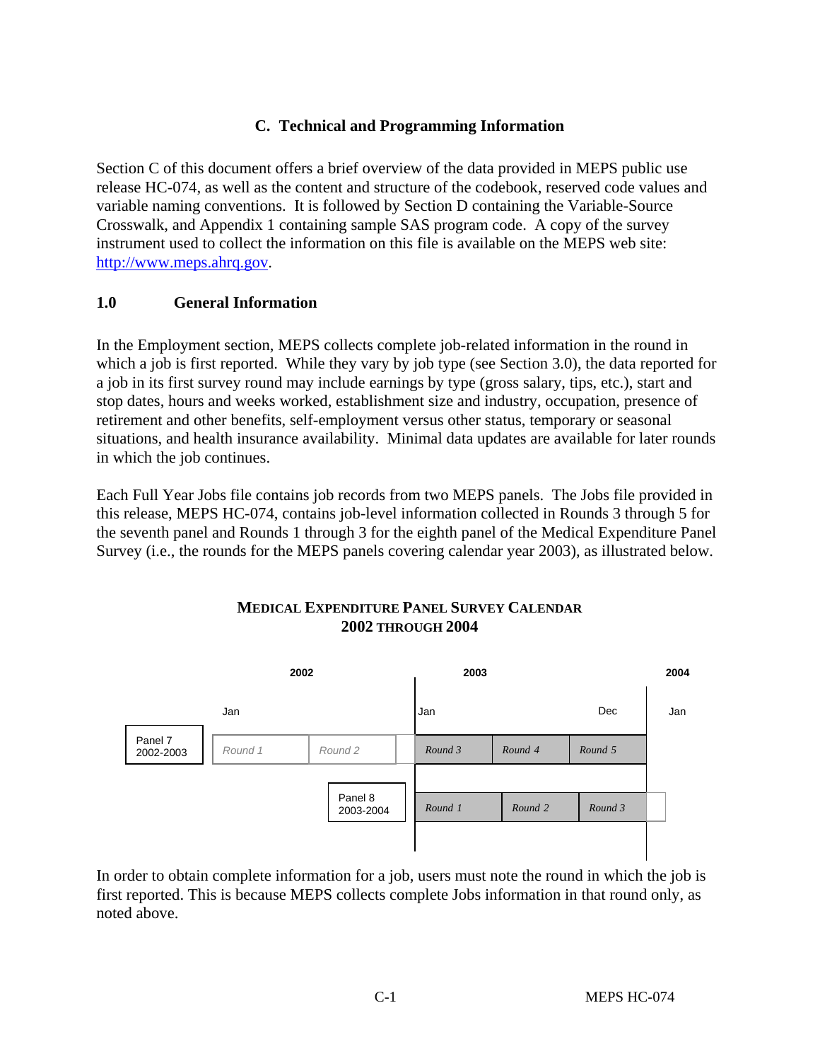## C. Technical and Programming Information

Section C of this document offers a brief overview of the data provided in MEPS public use release HC-074, as well as the content and structure of the codebook, reserved code values and variable naming conventions. It is followed by Section D containing the Variable-Source Crosswalk, and Appendix 1 containing sample SAS program code. A copy of the survey instrument used to collect the information on this file is available on the MEPS web site: http://www.meps.ahrq.gov.

### 1.0 General Information

In the Employment section, MEPS collects complete job-related information in the round in which a job is first reported. While they vary by job type (see Section 3.0), the data reported for a job in its first survey round may include earnings by type (gross salary, tips, etc.), start and stop dates, hours and weeks worked, establishment size and industry, occupation, presence of retirement and other benefits, self-employment versus other status, temporary or seasonal situations, and health insurance availability. Minimal data updates are available for later rounds in which the job continues.

Each Full Year Jobs file contains job records from two MEPS panels. The Jobs file provided in this release, MEPS HC-074, contains job-level information collected in Rounds 3 through 5 for the seventh panel and Rounds 1 through 3 for the eighth panel of the Medical Expenditure Panel Survey (i.e., the rounds for the MEPS panels covering calendar year 2003), as illustrated below.

**MEDICAL EXPENDITURE PANEL SURVEY CALENDAR**
**2002 THROUGH 2004**

| | 2002 (Jan) | | 2003 (Jan) | | 2003 (Dec) | 2004 (Jan) |
|---|---|---|---|---|---|---|
| Panel 7 2002-2003 | *Round 1* | *Round 2* | *Round 3* | *Round 4* | *Round 5* | |
| Panel 8 2003-2004 | | | *Round 1* | *Round 2* | *Round 3* | |

In order to obtain complete information for a job, users must note the round in which the job is first reported. This is because MEPS collects complete Jobs information in that round only, as noted above.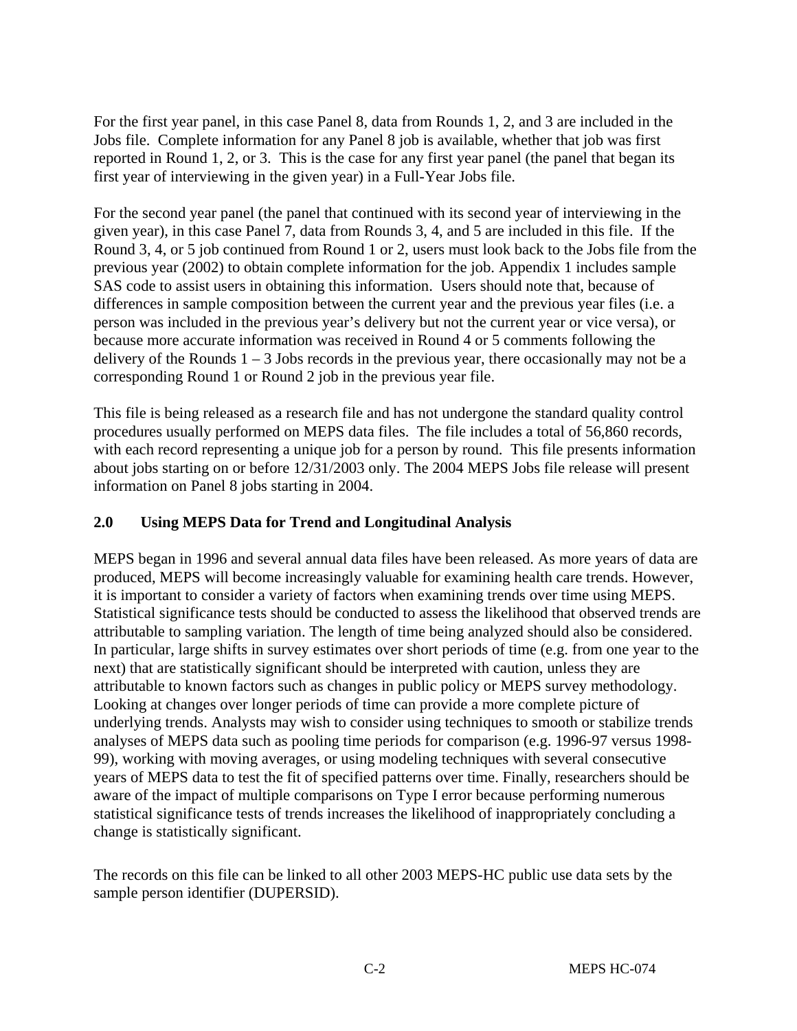For the first year panel, in this case Panel 8, data from Rounds 1, 2, and 3 are included in the Jobs file. Complete information for any Panel 8 job is available, whether that job was first reported in Round 1, 2, or 3. This is the case for any first year panel (the panel that began its first year of interviewing in the given year) in a Full-Year Jobs file.

For the second year panel (the panel that continued with its second year of interviewing in the given year), in this case Panel 7, data from Rounds 3, 4, and 5 are included in this file. If the Round 3, 4, or 5 job continued from Round 1 or 2, users must look back to the Jobs file from the previous year (2002) to obtain complete information for the job. Appendix 1 includes sample SAS code to assist users in obtaining this information. Users should note that, because of differences in sample composition between the current year and the previous year files (i.e. a person was included in the previous year's delivery but not the current year or vice versa), or because more accurate information was received in Round 4 or 5 comments following the delivery of the Rounds 1 – 3 Jobs records in the previous year, there occasionally may not be a corresponding Round 1 or Round 2 job in the previous year file.

This file is being released as a research file and has not undergone the standard quality control procedures usually performed on MEPS data files. The file includes a total of 56,860 records, with each record representing a unique job for a person by round. This file presents information about jobs starting on or before 12/31/2003 only. The 2004 MEPS Jobs file release will present information on Panel 8 jobs starting in 2004.

## 2.0 Using MEPS Data for Trend and Longitudinal Analysis

MEPS began in 1996 and several annual data files have been released. As more years of data are produced, MEPS will become increasingly valuable for examining health care trends. However, it is important to consider a variety of factors when examining trends over time using MEPS. Statistical significance tests should be conducted to assess the likelihood that observed trends are attributable to sampling variation. The length of time being analyzed should also be considered. In particular, large shifts in survey estimates over short periods of time (e.g. from one year to the next) that are statistically significant should be interpreted with caution, unless they are attributable to known factors such as changes in public policy or MEPS survey methodology. Looking at changes over longer periods of time can provide a more complete picture of underlying trends. Analysts may wish to consider using techniques to smooth or stabilize trends analyses of MEPS data such as pooling time periods for comparison (e.g. 1996-97 versus 1998-99), working with moving averages, or using modeling techniques with several consecutive years of MEPS data to test the fit of specified patterns over time. Finally, researchers should be aware of the impact of multiple comparisons on Type I error because performing numerous statistical significance tests of trends increases the likelihood of inappropriately concluding a change is statistically significant.

The records on this file can be linked to all other 2003 MEPS-HC public use data sets by the sample person identifier (DUPERSID).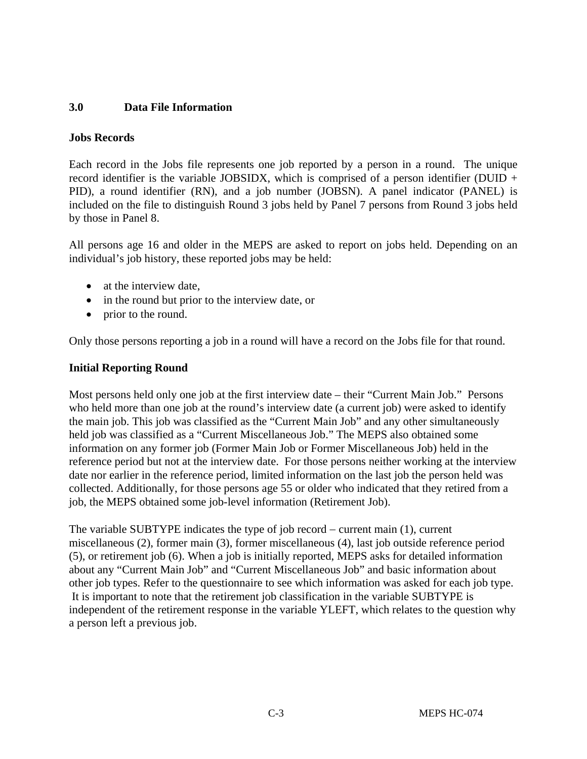## 3.0 Data File Information

### Jobs Records

Each record in the Jobs file represents one job reported by a person in a round. The unique record identifier is the variable JOBSIDX, which is comprised of a person identifier (DUID + PID), a round identifier (RN), and a job number (JOBSN). A panel indicator (PANEL) is included on the file to distinguish Round 3 jobs held by Panel 7 persons from Round 3 jobs held by those in Panel 8.

All persons age 16 and older in the MEPS are asked to report on jobs held. Depending on an individual's job history, these reported jobs may be held:

- at the interview date,
- in the round but prior to the interview date, or
- prior to the round.

Only those persons reporting a job in a round will have a record on the Jobs file for that round.

### Initial Reporting Round

Most persons held only one job at the first interview date – their "Current Main Job." Persons who held more than one job at the round's interview date (a current job) were asked to identify the main job. This job was classified as the "Current Main Job" and any other simultaneously held job was classified as a "Current Miscellaneous Job." The MEPS also obtained some information on any former job (Former Main Job or Former Miscellaneous Job) held in the reference period but not at the interview date. For those persons neither working at the interview date nor earlier in the reference period, limited information on the last job the person held was collected. Additionally, for those persons age 55 or older who indicated that they retired from a job, the MEPS obtained some job-level information (Retirement Job).

The variable SUBTYPE indicates the type of job record – current main (1), current miscellaneous (2), former main (3), former miscellaneous (4), last job outside reference period (5), or retirement job (6). When a job is initially reported, MEPS asks for detailed information about any "Current Main Job" and "Current Miscellaneous Job" and basic information about other job types. Refer to the questionnaire to see which information was asked for each job type. It is important to note that the retirement job classification in the variable SUBTYPE is independent of the retirement response in the variable YLEFT, which relates to the question why a person left a previous job.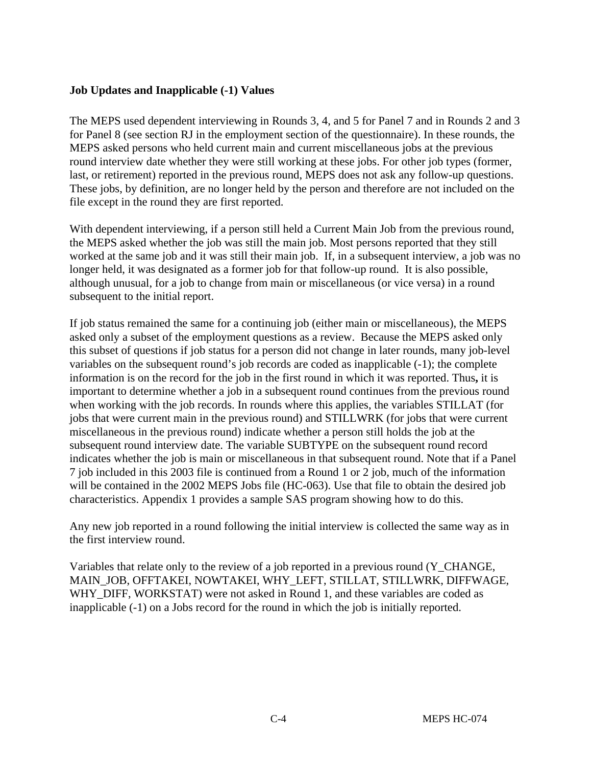**Job Updates and Inapplicable (-1) Values**

The MEPS used dependent interviewing in Rounds 3, 4, and 5 for Panel 7 and in Rounds 2 and 3 for Panel 8 (see section RJ in the employment section of the questionnaire). In these rounds, the MEPS asked persons who held current main and current miscellaneous jobs at the previous round interview date whether they were still working at these jobs. For other job types (former, last, or retirement) reported in the previous round, MEPS does not ask any follow-up questions. These jobs, by definition, are no longer held by the person and therefore are not included on the file except in the round they are first reported.

With dependent interviewing, if a person still held a Current Main Job from the previous round, the MEPS asked whether the job was still the main job. Most persons reported that they still worked at the same job and it was still their main job. If, in a subsequent interview, a job was no longer held, it was designated as a former job for that follow-up round. It is also possible, although unusual, for a job to change from main or miscellaneous (or vice versa) in a round subsequent to the initial report.

If job status remained the same for a continuing job (either main or miscellaneous), the MEPS asked only a subset of the employment questions as a review. Because the MEPS asked only this subset of questions if job status for a person did not change in later rounds, many job-level variables on the subsequent round's job records are coded as inapplicable (-1); the complete information is on the record for the job in the first round in which it was reported. Thus**,** it is important to determine whether a job in a subsequent round continues from the previous round when working with the job records. In rounds where this applies, the variables STILLAT (for jobs that were current main in the previous round) and STILLWRK (for jobs that were current miscellaneous in the previous round) indicate whether a person still holds the job at the subsequent round interview date. The variable SUBTYPE on the subsequent round record indicates whether the job is main or miscellaneous in that subsequent round. Note that if a Panel 7 job included in this 2003 file is continued from a Round 1 or 2 job, much of the information will be contained in the 2002 MEPS Jobs file (HC-063). Use that file to obtain the desired job characteristics. Appendix 1 provides a sample SAS program showing how to do this.

Any new job reported in a round following the initial interview is collected the same way as in the first interview round.

Variables that relate only to the review of a job reported in a previous round (Y_CHANGE, MAIN_JOB, OFFTAKEI, NOWTAKEI, WHY_LEFT, STILLAT, STILLWRK, DIFFWAGE, WHY_DIFF, WORKSTAT) were not asked in Round 1, and these variables are coded as inapplicable (-1) on a Jobs record for the round in which the job is initially reported.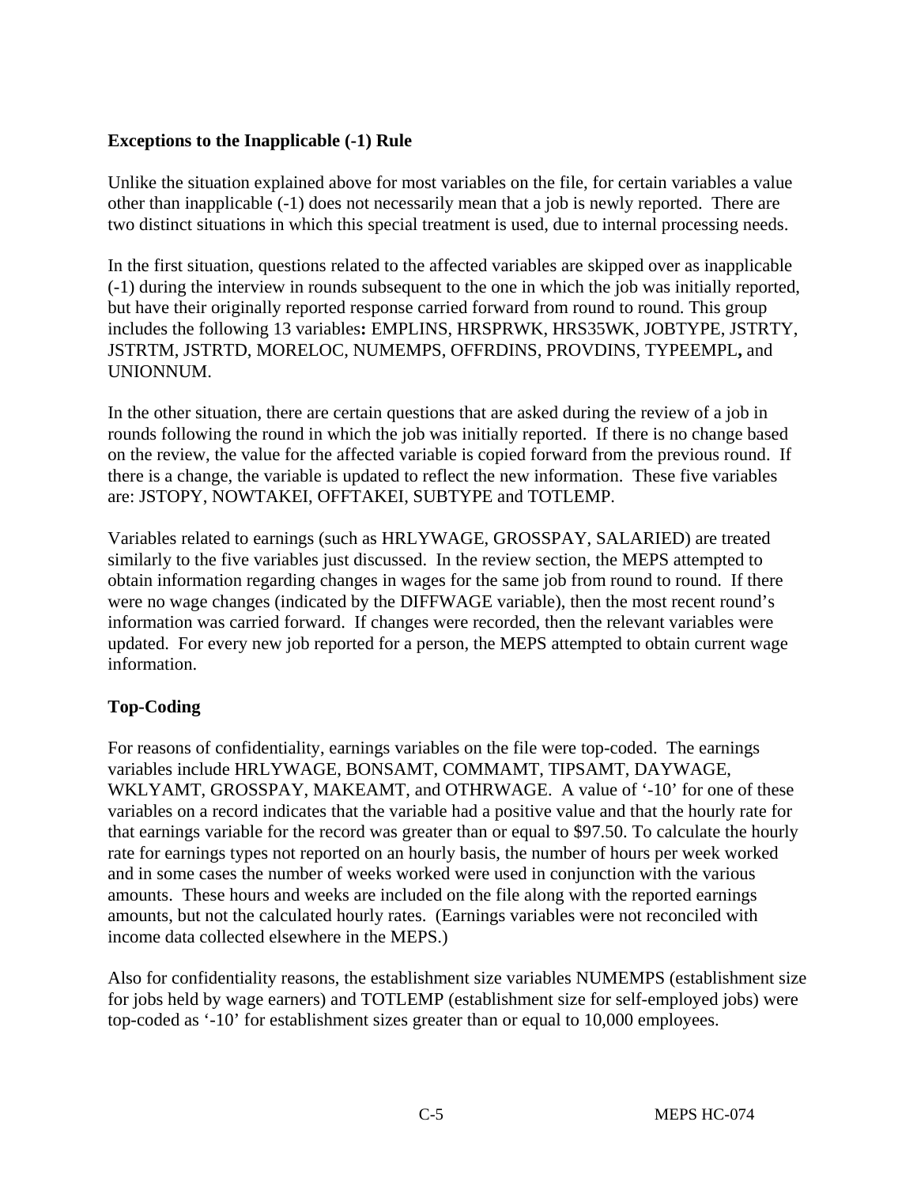**Exceptions to the Inapplicable (-1) Rule**

Unlike the situation explained above for most variables on the file, for certain variables a value other than inapplicable (-1) does not necessarily mean that a job is newly reported. There are two distinct situations in which this special treatment is used, due to internal processing needs.

In the first situation, questions related to the affected variables are skipped over as inapplicable (-1) during the interview in rounds subsequent to the one in which the job was initially reported, but have their originally reported response carried forward from round to round. This group includes the following 13 variables**:** EMPLINS, HRSPRWK, HRS35WK, JOBTYPE, JSTRTY, JSTRTM, JSTRTD, MORELOC, NUMEMPS, OFFRDINS, PROVDINS, TYPEEMPL**,** and UNIONNUM.

In the other situation, there are certain questions that are asked during the review of a job in rounds following the round in which the job was initially reported. If there is no change based on the review, the value for the affected variable is copied forward from the previous round. If there is a change, the variable is updated to reflect the new information. These five variables are: JSTOPY, NOWTAKEI, OFFTAKEI, SUBTYPE and TOTLEMP.

Variables related to earnings (such as HRLYWAGE, GROSSPAY, SALARIED) are treated similarly to the five variables just discussed. In the review section, the MEPS attempted to obtain information regarding changes in wages for the same job from round to round. If there were no wage changes (indicated by the DIFFWAGE variable), then the most recent round's information was carried forward. If changes were recorded, then the relevant variables were updated. For every new job reported for a person, the MEPS attempted to obtain current wage information.

**Top-Coding**

For reasons of confidentiality, earnings variables on the file were top-coded. The earnings variables include HRLYWAGE, BONSAMT, COMMAMT, TIPSAMT, DAYWAGE, WKLYAMT, GROSSPAY, MAKEAMT, and OTHRWAGE. A value of '-10' for one of these variables on a record indicates that the variable had a positive value and that the hourly rate for that earnings variable for the record was greater than or equal to $97.50. To calculate the hourly rate for earnings types not reported on an hourly basis, the number of hours per week worked and in some cases the number of weeks worked were used in conjunction with the various amounts. These hours and weeks are included on the file along with the reported earnings amounts, but not the calculated hourly rates. (Earnings variables were not reconciled with income data collected elsewhere in the MEPS.)

Also for confidentiality reasons, the establishment size variables NUMEMPS (establishment size for jobs held by wage earners) and TOTLEMP (establishment size for self-employed jobs) were top-coded as '-10' for establishment sizes greater than or equal to 10,000 employees.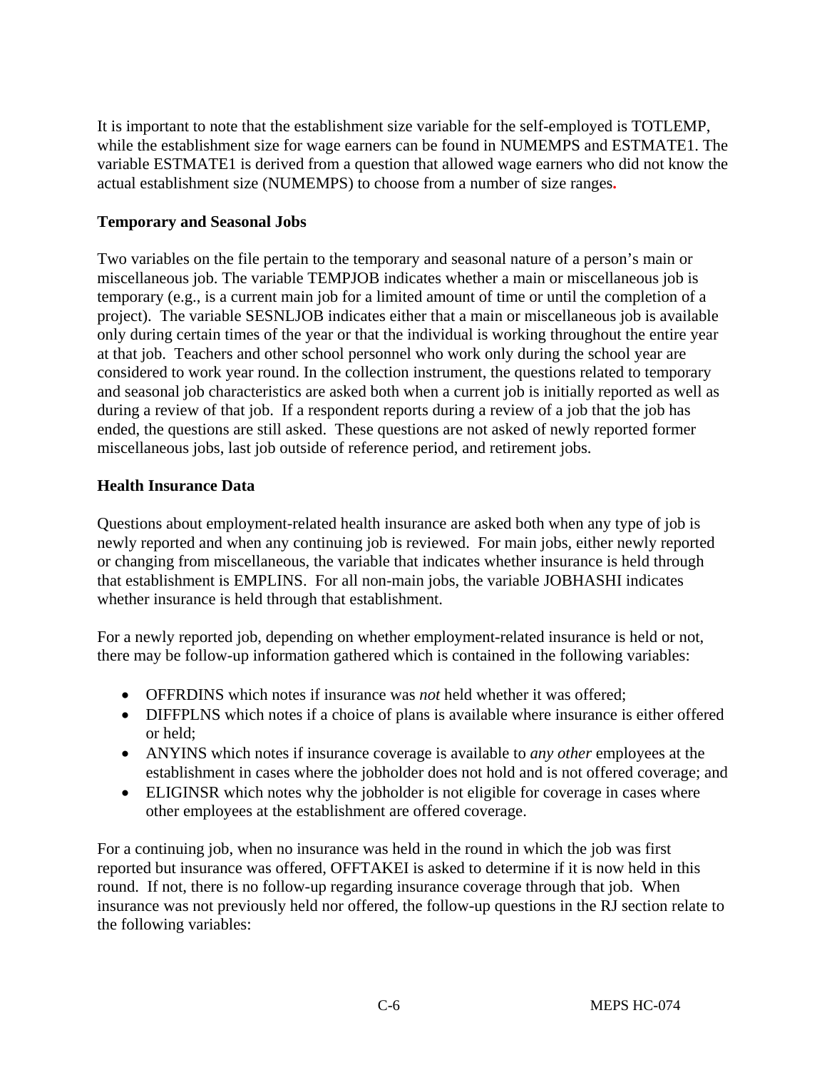It is important to note that the establishment size variable for the self-employed is TOTLEMP, while the establishment size for wage earners can be found in NUMEMPS and ESTMATE1. The variable ESTMATE1 is derived from a question that allowed wage earners who did not know the actual establishment size (NUMEMPS) to choose from a number of size ranges.

**Temporary and Seasonal Jobs**

Two variables on the file pertain to the temporary and seasonal nature of a person's main or miscellaneous job. The variable TEMPJOB indicates whether a main or miscellaneous job is temporary (e.g., is a current main job for a limited amount of time or until the completion of a project). The variable SESNLJOB indicates either that a main or miscellaneous job is available only during certain times of the year or that the individual is working throughout the entire year at that job. Teachers and other school personnel who work only during the school year are considered to work year round. In the collection instrument, the questions related to temporary and seasonal job characteristics are asked both when a current job is initially reported as well as during a review of that job. If a respondent reports during a review of a job that the job has ended, the questions are still asked. These questions are not asked of newly reported former miscellaneous jobs, last job outside of reference period, and retirement jobs.

**Health Insurance Data**

Questions about employment-related health insurance are asked both when any type of job is newly reported and when any continuing job is reviewed. For main jobs, either newly reported or changing from miscellaneous, the variable that indicates whether insurance is held through that establishment is EMPLINS. For all non-main jobs, the variable JOBHASHI indicates whether insurance is held through that establishment.

For a newly reported job, depending on whether employment-related insurance is held or not, there may be follow-up information gathered which is contained in the following variables:

- OFFRDINS which notes if insurance was *not* held whether it was offered;
- DIFFPLNS which notes if a choice of plans is available where insurance is either offered or held;
- ANYINS which notes if insurance coverage is available to *any other* employees at the establishment in cases where the jobholder does not hold and is not offered coverage; and
- ELIGINSR which notes why the jobholder is not eligible for coverage in cases where other employees at the establishment are offered coverage.

For a continuing job, when no insurance was held in the round in which the job was first reported but insurance was offered, OFFTAKEI is asked to determine if it is now held in this round. If not, there is no follow-up regarding insurance coverage through that job. When insurance was not previously held nor offered, the follow-up questions in the RJ section relate to the following variables: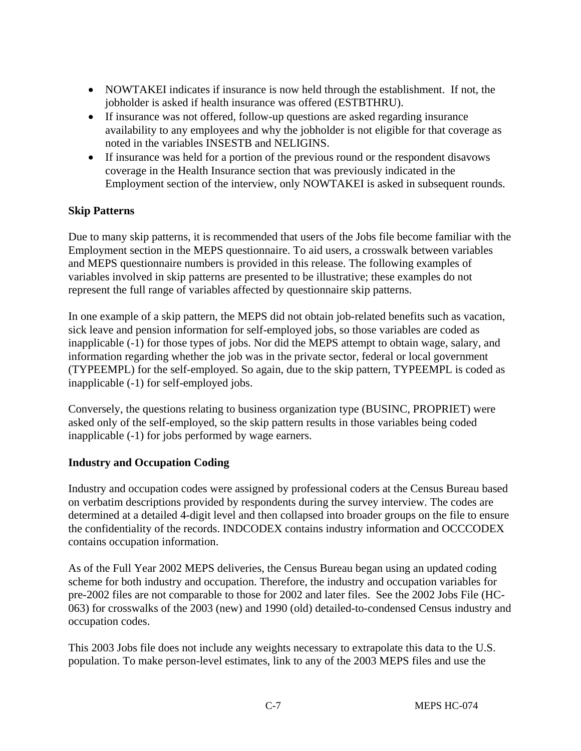- NOWTAKEI indicates if insurance is now held through the establishment. If not, the jobholder is asked if health insurance was offered (ESTBTHRU).
- If insurance was not offered, follow-up questions are asked regarding insurance availability to any employees and why the jobholder is not eligible for that coverage as noted in the variables INSESTB and NELIGINS.
- If insurance was held for a portion of the previous round or the respondent disavows coverage in the Health Insurance section that was previously indicated in the Employment section of the interview, only NOWTAKEI is asked in subsequent rounds.

**Skip Patterns**

Due to many skip patterns, it is recommended that users of the Jobs file become familiar with the Employment section in the MEPS questionnaire. To aid users, a crosswalk between variables and MEPS questionnaire numbers is provided in this release. The following examples of variables involved in skip patterns are presented to be illustrative; these examples do not represent the full range of variables affected by questionnaire skip patterns.

In one example of a skip pattern, the MEPS did not obtain job-related benefits such as vacation, sick leave and pension information for self-employed jobs, so those variables are coded as inapplicable (-1) for those types of jobs. Nor did the MEPS attempt to obtain wage, salary, and information regarding whether the job was in the private sector, federal or local government (TYPEEMPL) for the self-employed. So again, due to the skip pattern, TYPEEMPL is coded as inapplicable (-1) for self-employed jobs.

Conversely, the questions relating to business organization type (BUSINC, PROPRIET) were asked only of the self-employed, so the skip pattern results in those variables being coded inapplicable (-1) for jobs performed by wage earners.

**Industry and Occupation Coding**

Industry and occupation codes were assigned by professional coders at the Census Bureau based on verbatim descriptions provided by respondents during the survey interview. The codes are determined at a detailed 4-digit level and then collapsed into broader groups on the file to ensure the confidentiality of the records. INDCODEX contains industry information and OCCCODEX contains occupation information.

As of the Full Year 2002 MEPS deliveries, the Census Bureau began using an updated coding scheme for both industry and occupation. Therefore, the industry and occupation variables for pre-2002 files are not comparable to those for 2002 and later files. See the 2002 Jobs File (HC-063) for crosswalks of the 2003 (new) and 1990 (old) detailed-to-condensed Census industry and occupation codes.

This 2003 Jobs file does not include any weights necessary to extrapolate this data to the U.S. population. To make person-level estimates, link to any of the 2003 MEPS files and use the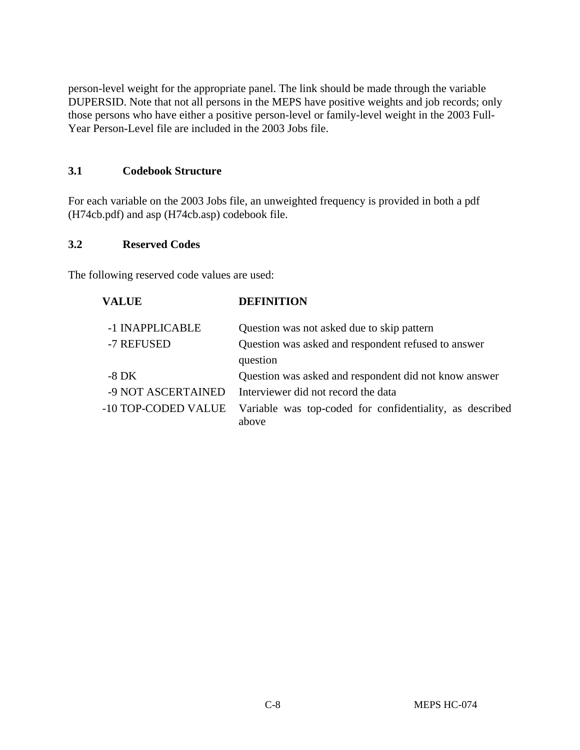person-level weight for the appropriate panel. The link should be made through the variable DUPERSID. Note that not all persons in the MEPS have positive weights and job records; only those persons who have either a positive person-level or family-level weight in the 2003 Full-Year Person-Level file are included in the 2003 Jobs file.

### 3.1 Codebook Structure

For each variable on the 2003 Jobs file, an unweighted frequency is provided in both a pdf (H74cb.pdf) and asp (H74cb.asp) codebook file.

### 3.2 Reserved Codes

The following reserved code values are used:

| VALUE | DEFINITION |
|---|---|
| -1 INAPPLICABLE | Question was not asked due to skip pattern |
| -7 REFUSED | Question was asked and respondent refused to answer question |
| -8 DK | Question was asked and respondent did not know answer |
| -9 NOT ASCERTAINED | Interviewer did not record the data |
| -10 TOP-CODED VALUE | Variable was top-coded for confidentiality, as described above |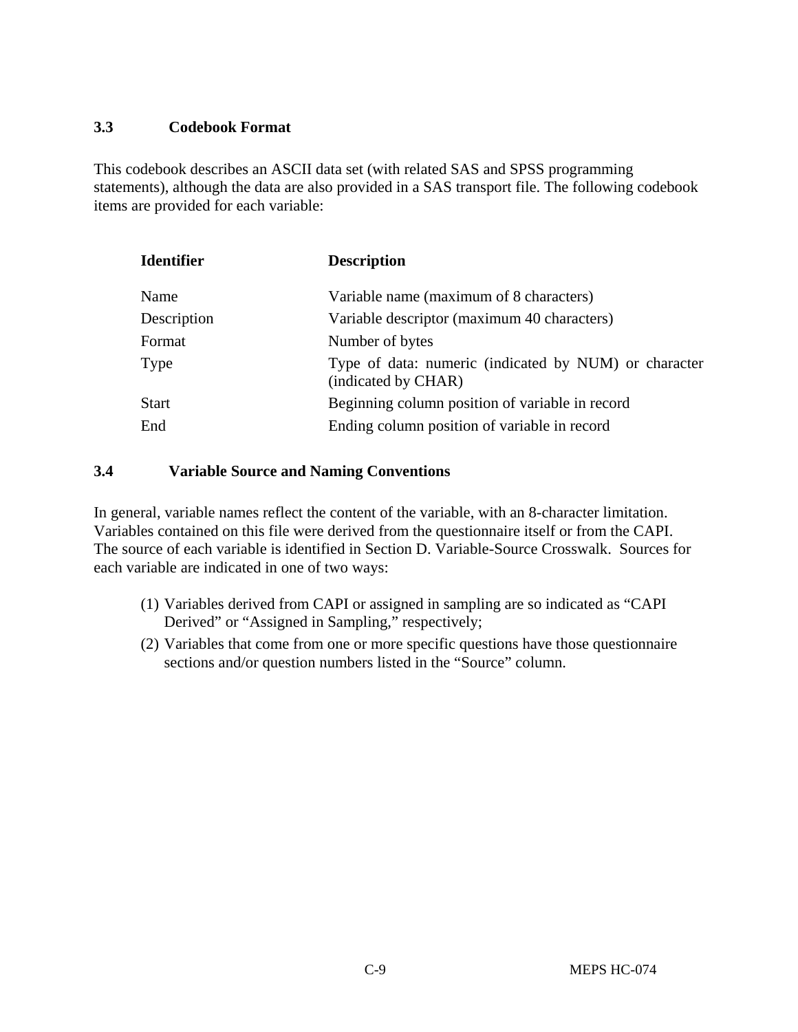### 3.3 Codebook Format

This codebook describes an ASCII data set (with related SAS and SPSS programming statements), although the data are also provided in a SAS transport file. The following codebook items are provided for each variable:

| Identifier | Description |
|---|---|
| Name | Variable name (maximum of 8 characters) |
| Description | Variable descriptor (maximum 40 characters) |
| Format | Number of bytes |
| Type | Type of data: numeric (indicated by NUM) or character (indicated by CHAR) |
| Start | Beginning column position of variable in record |
| End | Ending column position of variable in record |

### 3.4 Variable Source and Naming Conventions

In general, variable names reflect the content of the variable, with an 8-character limitation. Variables contained on this file were derived from the questionnaire itself or from the CAPI. The source of each variable is identified in Section D. Variable-Source Crosswalk. Sources for each variable are indicated in one of two ways:

(1) Variables derived from CAPI or assigned in sampling are so indicated as "CAPI Derived" or "Assigned in Sampling," respectively;

(2) Variables that come from one or more specific questions have those questionnaire sections and/or question numbers listed in the "Source" column.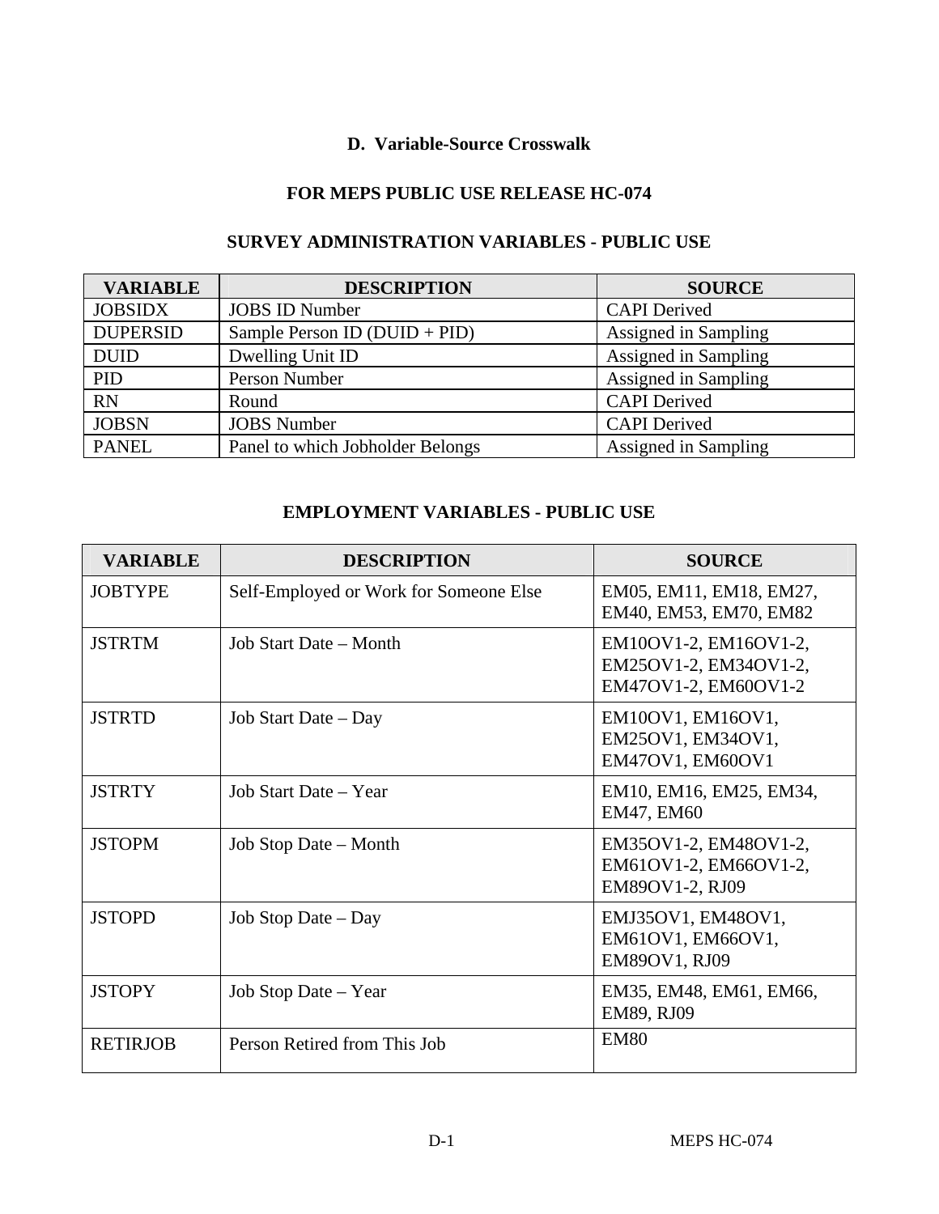## D. Variable-Source Crosswalk

### FOR MEPS PUBLIC USE RELEASE HC-074

### SURVEY ADMINISTRATION VARIABLES - PUBLIC USE

| VARIABLE | DESCRIPTION | SOURCE |
|---|---|---|
| JOBSIDX | JOBS ID Number | CAPI Derived |
| DUPERSID | Sample Person ID (DUID + PID) | Assigned in Sampling |
| DUID | Dwelling Unit ID | Assigned in Sampling |
| PID | Person Number | Assigned in Sampling |
| RN | Round | CAPI Derived |
| JOBSN | JOBS Number | CAPI Derived |
| PANEL | Panel to which Jobholder Belongs | Assigned in Sampling |

### EMPLOYMENT VARIABLES - PUBLIC USE

| VARIABLE | DESCRIPTION | SOURCE |
|---|---|---|
| JOBTYPE | Self-Employed or Work for Someone Else | EM05, EM11, EM18, EM27, EM40, EM53, EM70, EM82 |
| JSTRTM | Job Start Date – Month | EM10OV1-2, EM16OV1-2, EM25OV1-2, EM34OV1-2, EM47OV1-2, EM60OV1-2 |
| JSTRTD | Job Start Date – Day | EM10OV1, EM16OV1, EM25OV1, EM34OV1, EM47OV1, EM60OV1 |
| JSTRTY | Job Start Date – Year | EM10, EM16, EM25, EM34, EM47, EM60 |
| JSTOPM | Job Stop Date – Month | EM35OV1-2, EM48OV1-2, EM61OV1-2, EM66OV1-2, EM89OV1-2, RJ09 |
| JSTOPD | Job Stop Date – Day | EMJ35OV1, EM48OV1, EM61OV1, EM66OV1, EM89OV1, RJ09 |
| JSTOPY | Job Stop Date – Year | EM35, EM48, EM61, EM66, EM89, RJ09 |
| RETIRJOB | Person Retired from This Job | EM80 |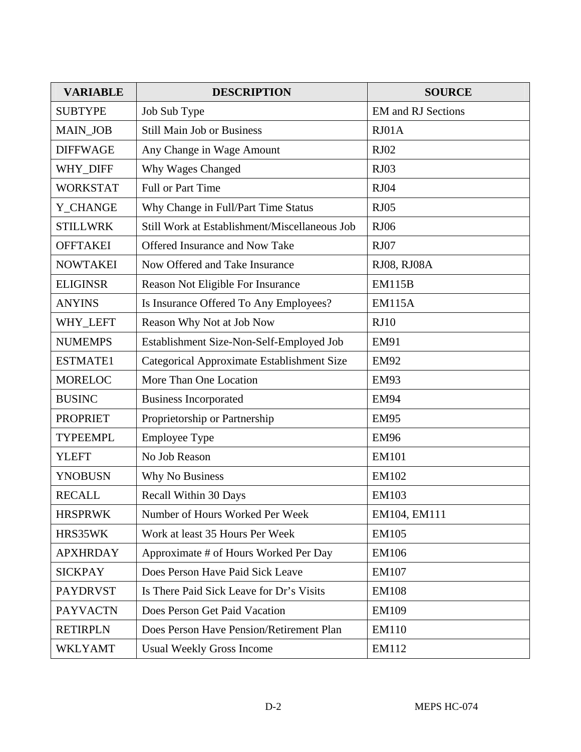| VARIABLE | DESCRIPTION | SOURCE |
| --- | --- | --- |
| SUBTYPE | Job Sub Type | EM and RJ Sections |
| MAIN_JOB | Still Main Job or Business | RJ01A |
| DIFFWAGE | Any Change in Wage Amount | RJ02 |
| WHY_DIFF | Why Wages Changed | RJ03 |
| WORKSTAT | Full or Part Time | RJ04 |
| Y_CHANGE | Why Change in Full/Part Time Status | RJ05 |
| STILLWRK | Still Work at Establishment/Miscellaneous Job | RJ06 |
| OFFTAKEI | Offered Insurance and Now Take | RJ07 |
| NOWTAKEI | Now Offered and Take Insurance | RJ08, RJ08A |
| ELIGINSR | Reason Not Eligible For Insurance | EM115B |
| ANYINS | Is Insurance Offered To Any Employees? | EM115A |
| WHY_LEFT | Reason Why Not at Job Now | RJ10 |
| NUMEMPS | Establishment Size-Non-Self-Employed Job | EM91 |
| ESTMATE1 | Categorical Approximate Establishment Size | EM92 |
| MORELOC | More Than One Location | EM93 |
| BUSINC | Business Incorporated | EM94 |
| PROPRIET | Proprietorship or Partnership | EM95 |
| TYPEEMPL | Employee Type | EM96 |
| YLEFT | No Job Reason | EM101 |
| YNOBUSN | Why No Business | EM102 |
| RECALL | Recall Within 30 Days | EM103 |
| HRSPRWK | Number of Hours Worked Per Week | EM104, EM111 |
| HRS35WK | Work at least 35 Hours Per Week | EM105 |
| APXHRDAY | Approximate # of Hours Worked Per Day | EM106 |
| SICKPAY | Does Person Have Paid Sick Leave | EM107 |
| PAYDRVST | Is There Paid Sick Leave for Dr’s Visits | EM108 |
| PAYVACTN | Does Person Get Paid Vacation | EM109 |
| RETIRPLN | Does Person Have Pension/Retirement Plan | EM110 |
| WKLYAMT | Usual Weekly Gross Income | EM112 |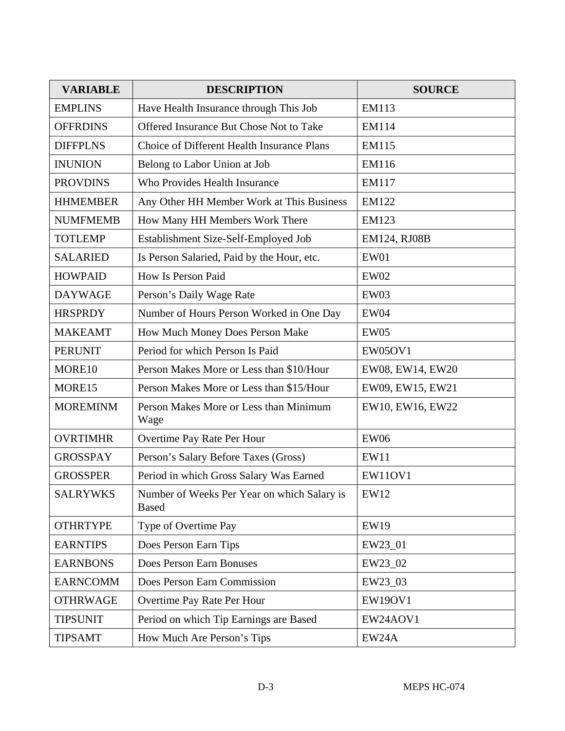| VARIABLE | DESCRIPTION | SOURCE |
|---|---|---|
| EMPLINS | Have Health Insurance through This Job | EM113 |
| OFFRDINS | Offered Insurance But Chose Not to Take | EM114 |
| DIFFPLNS | Choice of Different Health Insurance Plans | EM115 |
| INUNION | Belong to Labor Union at Job | EM116 |
| PROVDINS | Who Provides Health Insurance | EM117 |
| HHMEMBER | Any Other HH Member Work at This Business | EM122 |
| NUMFMEMB | How Many HH Members Work There | EM123 |
| TOTLEMP | Establishment Size-Self-Employed Job | EM124, RJ08B |
| SALARIED | Is Person Salaried, Paid by the Hour, etc. | EW01 |
| HOWPAID | How Is Person Paid | EW02 |
| DAYWAGE | Person's Daily Wage Rate | EW03 |
| HRSPRDY | Number of Hours Person Worked in One Day | EW04 |
| MAKEAMT | How Much Money Does Person Make | EW05 |
| PERUNIT | Period for which Person Is Paid | EW05OV1 |
| MORE10 | Person Makes More or Less than $10/Hour | EW08, EW14, EW20 |
| MORE15 | Person Makes More or Less than $15/Hour | EW09, EW15, EW21 |
| MOREMINM | Person Makes More or Less than Minimum Wage | EW10, EW16, EW22 |
| OVRTIMHR | Overtime Pay Rate Per Hour | EW06 |
| GROSSPAY | Person's Salary Before Taxes (Gross) | EW11 |
| GROSSPER | Period in which Gross Salary Was Earned | EW11OV1 |
| SALRYWKS | Number of Weeks Per Year on which Salary is Based | EW12 |
| OTHRTYPE | Type of Overtime Pay | EW19 |
| EARNTIPS | Does Person Earn Tips | EW23_01 |
| EARNBONS | Does Person Earn Bonuses | EW23_02 |
| EARNCOMM | Does Person Earn Commission | EW23_03 |
| OTHRWAGE | Overtime Pay Rate Per Hour | EW19OV1 |
| TIPSUNIT | Period on which Tip Earnings are Based | EW24AOV1 |
| TIPSAMT | How Much Are Person's Tips | EW24A |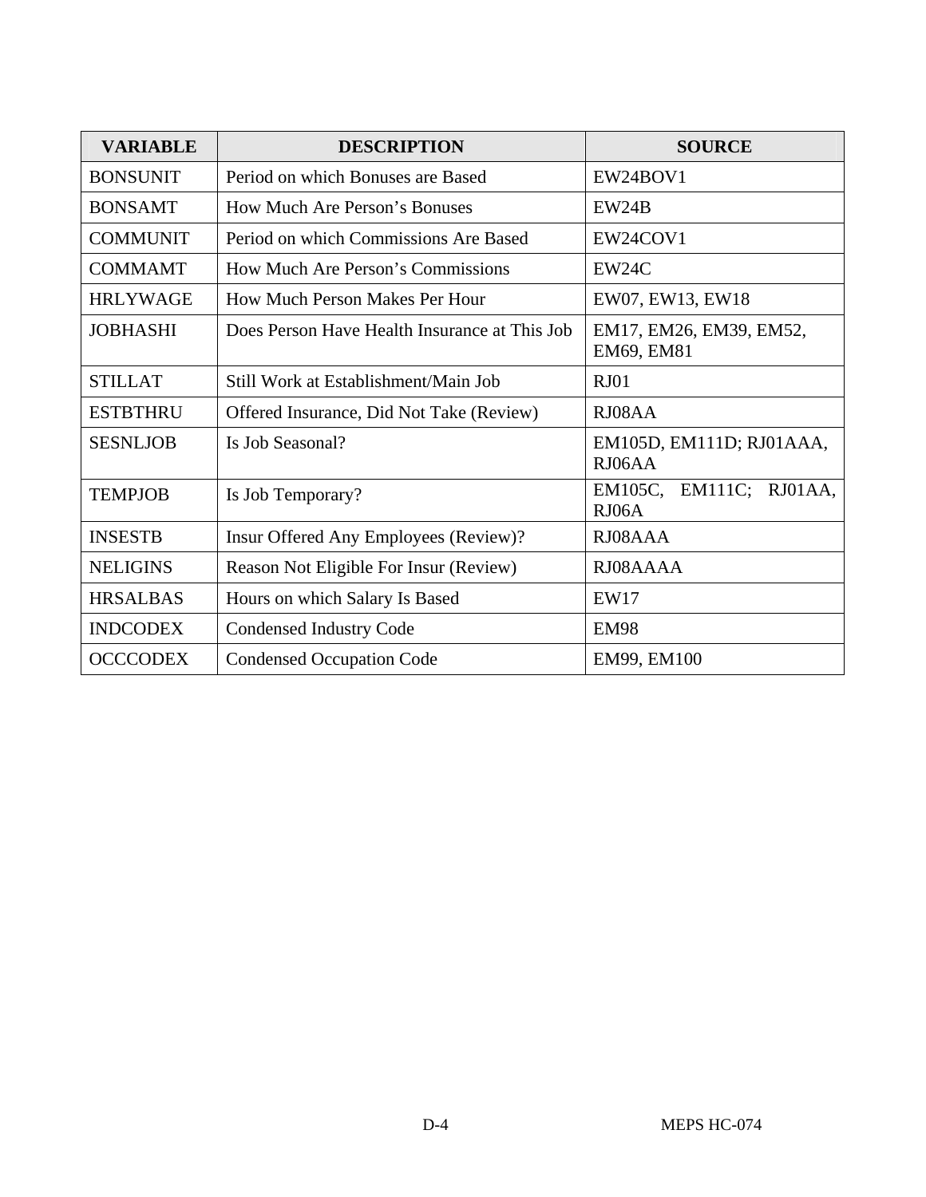| VARIABLE | DESCRIPTION | SOURCE |
|---|---|---|
| BONSUNIT | Period on which Bonuses are Based | EW24BOV1 |
| BONSAMT | How Much Are Person’s Bonuses | EW24B |
| COMMUNIT | Period on which Commissions Are Based | EW24COV1 |
| COMMAMT | How Much Are Person’s Commissions | EW24C |
| HRLYWAGE | How Much Person Makes Per Hour | EW07, EW13, EW18 |
| JOBHASHI | Does Person Have Health Insurance at This Job | EM17, EM26, EM39, EM52, EM69, EM81 |
| STILLAT | Still Work at Establishment/Main Job | RJ01 |
| ESTBTHRU | Offered Insurance, Did Not Take (Review) | RJ08AA |
| SESNLJOB | Is Job Seasonal? | EM105D, EM111D; RJ01AAA, RJ06AA |
| TEMPJOB | Is Job Temporary? | EM105C, EM111C; RJ01AA, RJ06A |
| INSESTB | Insur Offered Any Employees (Review)? | RJ08AAA |
| NELIGINS | Reason Not Eligible For Insur (Review) | RJ08AAAA |
| HRSALBAS | Hours on which Salary Is Based | EW17 |
| INDCODEX | Condensed Industry Code | EM98 |
| OCCCODEX | Condensed Occupation Code | EM99, EM100 |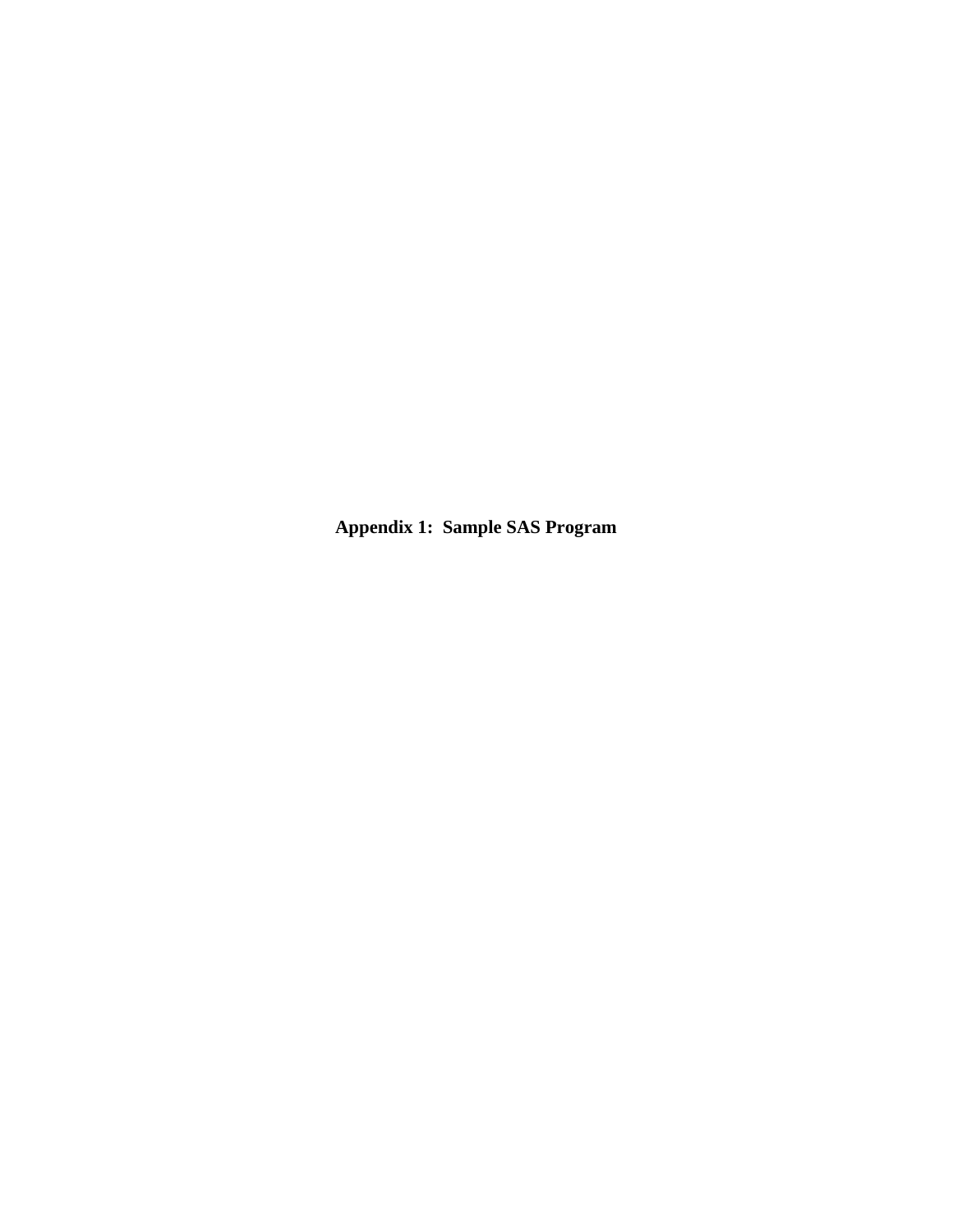# Appendix 1: Sample SAS Program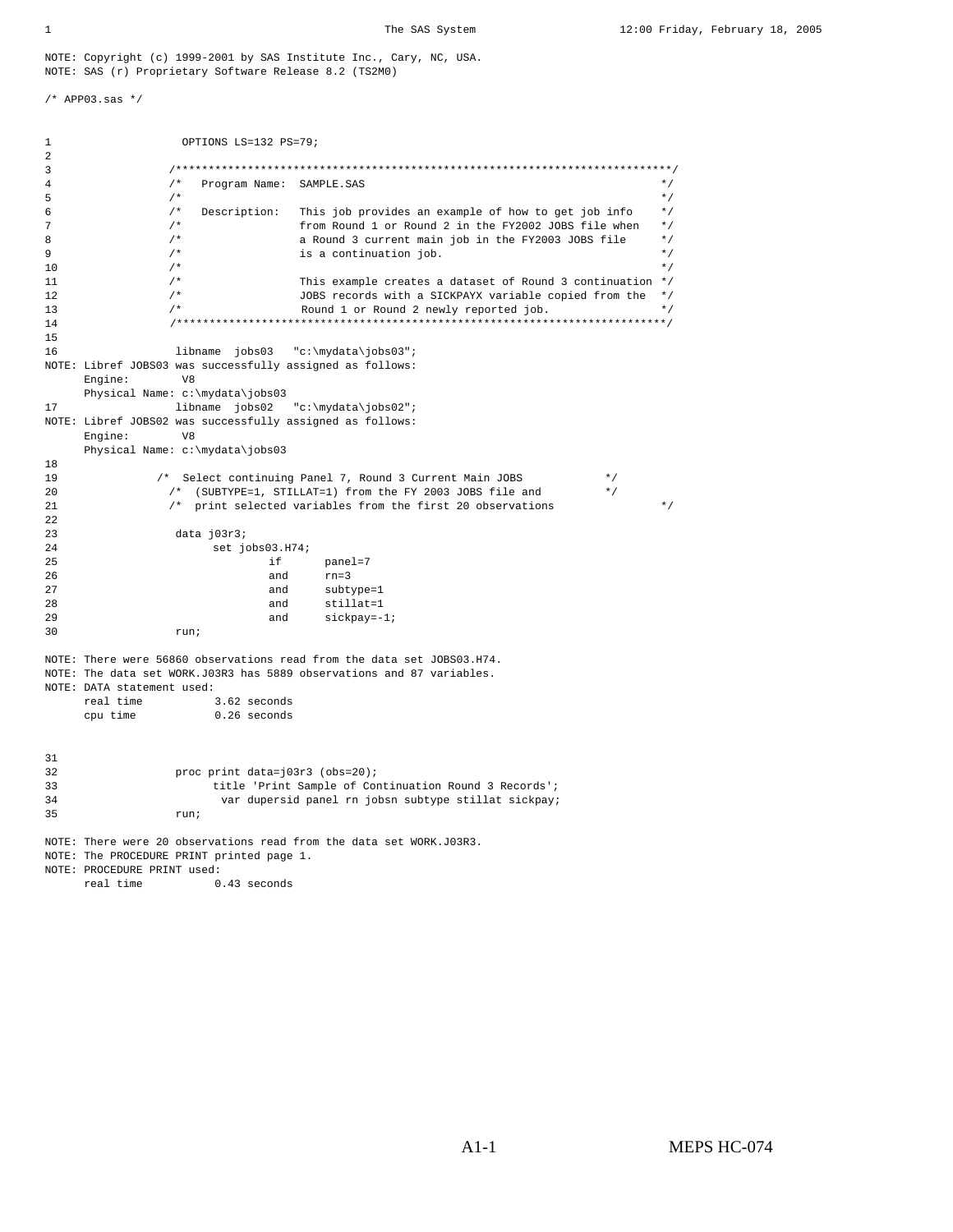```
NOTE: Copyright (c) 1999-2001 by SAS Institute Inc., Cary, NC, USA.
NOTE: SAS (r) Proprietary Software Release 8.2 (TS2M0)

/* APP03.sas */


1                   OPTIONS LS=132 PS=79;
2
3                 /***************************************************************************/
4                 /*   Program Name:  SAMPLE.SAS                                            */
5                 /*                                                                        */
6                 /*   Description:   This job provides an example of how to get job info    */
7                 /*                  from Round 1 or Round 2 in the FY2002 JOBS file when   */
8                 /*                  a Round 3 current main job in the FY2003 JOBS file     */
9                 /*                  is a continuation job.                                */
10                /*                                                                        */
11                /*                  This example creates a dataset of Round 3 continuation */
12                /*                  JOBS records with a SICKPAYX variable copied from the  */
13                /*                   Round 1 or Round 2 newly reported job.               */
14                /***************************************************************************/
15
16                 libname  jobs03   "c:\mydata\jobs03";
NOTE: Libref JOBS03 was successfully assigned as follows:
      Engine:        V8
      Physical Name: c:\mydata\jobs03
17                 libname  jobs02   "c:\mydata\jobs02";
NOTE: Libref JOBS02 was successfully assigned as follows:
      Engine:        V8
      Physical Name: c:\mydata\jobs03
18
19               /*  Select continuing Panel 7, Round 3 Current Main JOBS            */
20                 /*  (SUBTYPE=1, STILLAT=1) from the FY 2003 JOBS file and          */
21                 /*  print selected variables from the first 20 observations                */
22
23                 data j03r3;
24                       set jobs03.H74;
25                              if      panel=7
26                              and     rn=3
27                              and     subtype=1
28                              and     stillat=1
29                              and     sickpay=-1;
30                 run;

NOTE: There were 56860 observations read from the data set JOBS03.H74.
NOTE: The data set WORK.J03R3 has 5889 observations and 87 variables.
NOTE: DATA statement used:
      real time           3.62 seconds
      cpu time            0.26 seconds


31
32                 proc print data=j03r3 (obs=20);
33                       title 'Print Sample of Continuation Round 3 Records';
34                        var dupersid panel rn jobsn subtype stillat sickpay;
35                 run;

NOTE: There were 20 observations read from the data set WORK.J03R3.
NOTE: The PROCEDURE PRINT printed page 1.
NOTE: PROCEDURE PRINT used:
      real time           0.43 seconds
```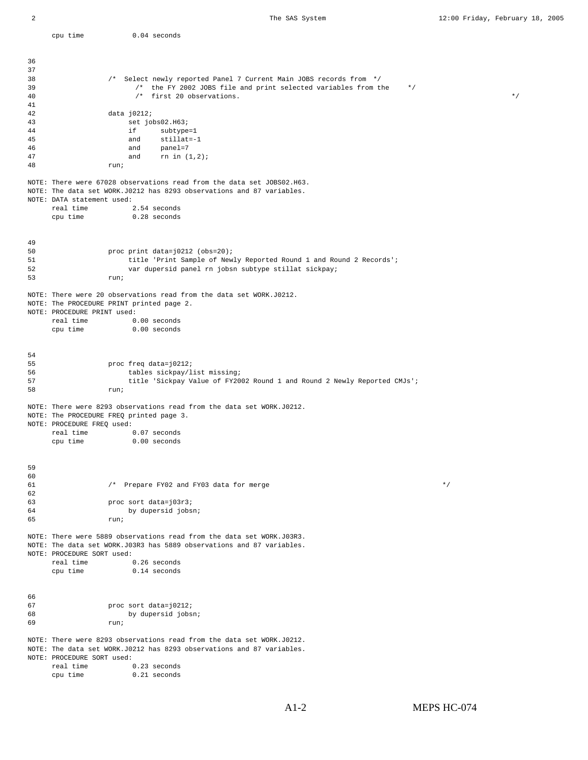```
     cpu time            0.04 seconds


36
37
38                /*  Select newly reported Panel 7 Current Main JOBS records from  */
39                       /*  the FY 2002 JOBS file and print selected variables from the     */
40                       /*  first 20 observations.                                                                  */
41
42                data j0212;
43                     set jobs02.H63;
44                     if      subtype=1
45                     and     stillat=-1
46                     and     panel=7
47                     and     rn in (1,2);
48                run;

NOTE: There were 67028 observations read from the data set JOBS02.H63.
NOTE: The data set WORK.J0212 has 8293 observations and 87 variables.
NOTE: DATA statement used:
     real time           2.54 seconds
     cpu time            0.28 seconds


49
50                proc print data=j0212 (obs=20);
51                     title 'Print Sample of Newly Reported Round 1 and Round 2 Records';
52                     var dupersid panel rn jobsn subtype stillat sickpay;
53                run;

NOTE: There were 20 observations read from the data set WORK.J0212.
NOTE: The PROCEDURE PRINT printed page 2.
NOTE: PROCEDURE PRINT used:
     real time           0.00 seconds
     cpu time            0.00 seconds


54
55                proc freq data=j0212;
56                     tables sickpay/list missing;
57                     title 'Sickpay Value of FY2002 Round 1 and Round 2 Newly Reported CMJs';
58                run;

NOTE: There were 8293 observations read from the data set WORK.J0212.
NOTE: The PROCEDURE FREQ printed page 3.
NOTE: PROCEDURE FREQ used:
     real time           0.07 seconds
     cpu time            0.00 seconds


59
60
61                /*  Prepare FY02 and FY03 data for merge                                                  */
62
63                proc sort data=j03r3;
64                     by dupersid jobsn;
65                run;

NOTE: There were 5889 observations read from the data set WORK.J03R3.
NOTE: The data set WORK.J03R3 has 5889 observations and 87 variables.
NOTE: PROCEDURE SORT used:
     real time           0.26 seconds
     cpu time            0.14 seconds


66
67                proc sort data=j0212;
68                     by dupersid jobsn;
69                run;

NOTE: There were 8293 observations read from the data set WORK.J0212.
NOTE: The data set WORK.J0212 has 8293 observations and 87 variables.
NOTE: PROCEDURE SORT used:
     real time           0.23 seconds
     cpu time            0.21 seconds
```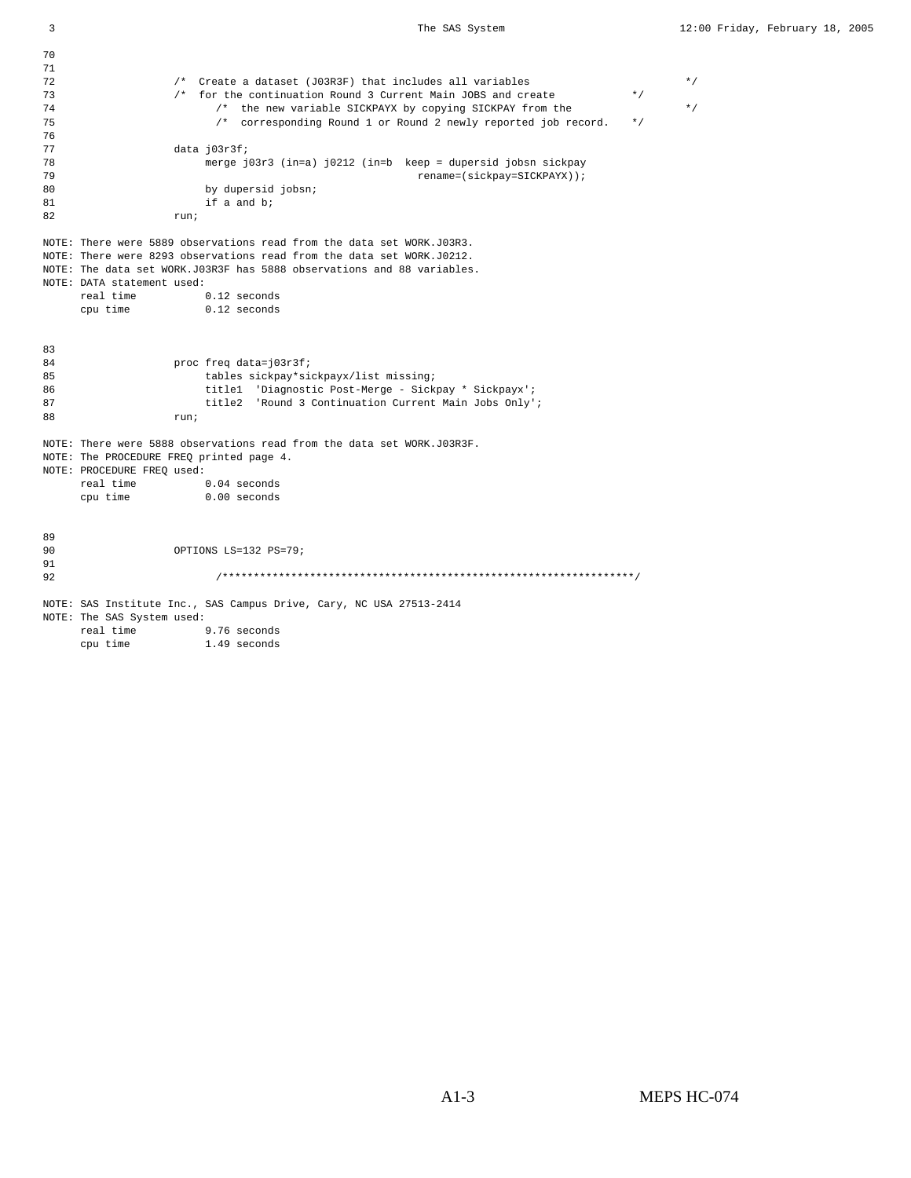```
70
71
72                  /*  Create a dataset (J03R3F) that includes all variables                         */
73                  /*  for the continuation Round 3 Current Main JOBS and create            */
74                         /*  the new variable SICKPAYX by copying SICKPAY from the                  */
75                         /*  corresponding Round 1 or Round 2 newly reported job record.   */
76
77                  data j03r3f;
78                       merge j03r3 (in=a) j0212 (in=b  keep = dupersid jobsn sickpay
79                                                         rename=(sickpay=SICKPAYX));
80                       by dupersid jobsn;
81                       if a and b;
82                  run;

NOTE: There were 5889 observations read from the data set WORK.J03R3.
NOTE: There were 8293 observations read from the data set WORK.J0212.
NOTE: The data set WORK.J03R3F has 5888 observations and 88 variables.
NOTE: DATA statement used:
      real time           0.12 seconds
      cpu time            0.12 seconds


83
84                  proc freq data=j03r3f;
85                       tables sickpay*sickpayx/list missing;
86                       title1  'Diagnostic Post-Merge - Sickpay * Sickpayx';
87                       title2  'Round 3 Continuation Current Main Jobs Only';
88                  run;

NOTE: There were 5888 observations read from the data set WORK.J03R3F.
NOTE: The PROCEDURE FREQ printed page 4.
NOTE: PROCEDURE FREQ used:
      real time           0.04 seconds
      cpu time            0.00 seconds


89
90                  OPTIONS LS=132 PS=79;
91
92                         /******************************************************************/

NOTE: SAS Institute Inc., SAS Campus Drive, Cary, NC USA 27513-2414
NOTE: The SAS System used:
      real time           9.76 seconds
      cpu time            1.49 seconds
```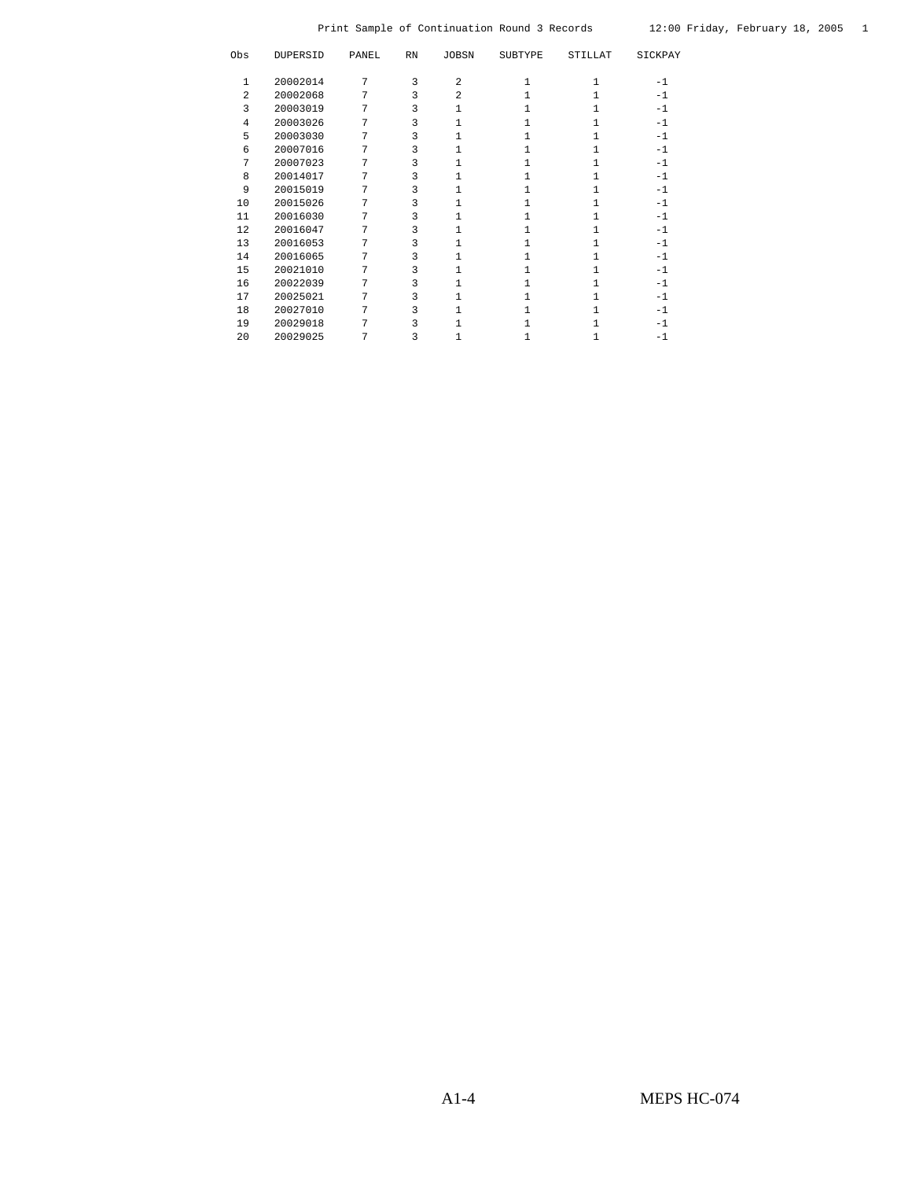Print Sample of Continuation Round 3 Records 12:00 Friday, February 18, 2005

| Obs | DUPERSID | PANEL | RN | JOBSN | SUBTYPE | STILLAT | SICKPAY |
|---|---|---|---|---|---|---|---|
| 1 | 20002014 | 7 | 3 | 2 | 1 | 1 | -1 |
| 2 | 20002068 | 7 | 3 | 2 | 1 | 1 | -1 |
| 3 | 20003019 | 7 | 3 | 1 | 1 | 1 | -1 |
| 4 | 20003026 | 7 | 3 | 1 | 1 | 1 | -1 |
| 5 | 20003030 | 7 | 3 | 1 | 1 | 1 | -1 |
| 6 | 20007016 | 7 | 3 | 1 | 1 | 1 | -1 |
| 7 | 20007023 | 7 | 3 | 1 | 1 | 1 | -1 |
| 8 | 20014017 | 7 | 3 | 1 | 1 | 1 | -1 |
| 9 | 20015019 | 7 | 3 | 1 | 1 | 1 | -1 |
| 10 | 20015026 | 7 | 3 | 1 | 1 | 1 | -1 |
| 11 | 20016030 | 7 | 3 | 1 | 1 | 1 | -1 |
| 12 | 20016047 | 7 | 3 | 1 | 1 | 1 | -1 |
| 13 | 20016053 | 7 | 3 | 1 | 1 | 1 | -1 |
| 14 | 20016065 | 7 | 3 | 1 | 1 | 1 | -1 |
| 15 | 20021010 | 7 | 3 | 1 | 1 | 1 | -1 |
| 16 | 20022039 | 7 | 3 | 1 | 1 | 1 | -1 |
| 17 | 20025021 | 7 | 3 | 1 | 1 | 1 | -1 |
| 18 | 20027010 | 7 | 3 | 1 | 1 | 1 | -1 |
| 19 | 20029018 | 7 | 3 | 1 | 1 | 1 | -1 |
| 20 | 20029025 | 7 | 3 | 1 | 1 | 1 | -1 |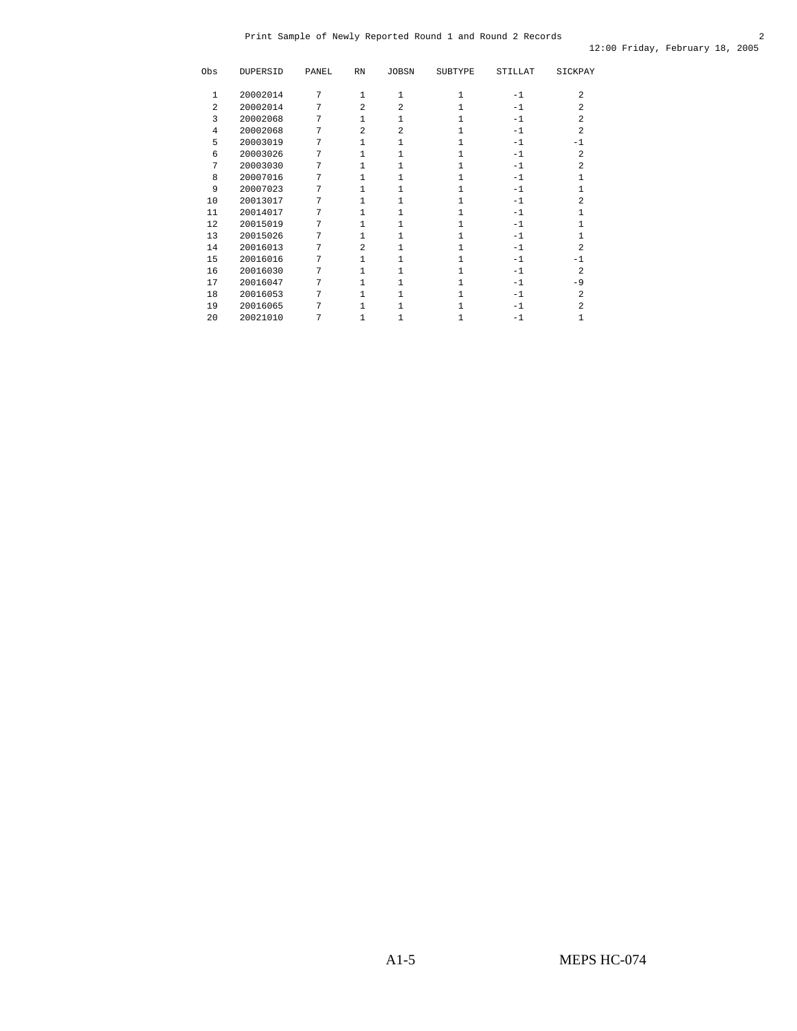Print Sample of Newly Reported Round 1 and Round 2 Records

12:00 Friday, February 18, 2005

| Obs | DUPERSID | PANEL | RN | JOBSN | SUBTYPE | STILLAT | SICKPAY |
|---|---|---|---|---|---|---|---|
| 1 | 20002014 | 7 | 1 | 1 | 1 | -1 | 2 |
| 2 | 20002014 | 7 | 2 | 2 | 1 | -1 | 2 |
| 3 | 20002068 | 7 | 1 | 1 | 1 | -1 | 2 |
| 4 | 20002068 | 7 | 2 | 2 | 1 | -1 | 2 |
| 5 | 20003019 | 7 | 1 | 1 | 1 | -1 | -1 |
| 6 | 20003026 | 7 | 1 | 1 | 1 | -1 | 2 |
| 7 | 20003030 | 7 | 1 | 1 | 1 | -1 | 2 |
| 8 | 20007016 | 7 | 1 | 1 | 1 | -1 | 1 |
| 9 | 20007023 | 7 | 1 | 1 | 1 | -1 | 1 |
| 10 | 20013017 | 7 | 1 | 1 | 1 | -1 | 2 |
| 11 | 20014017 | 7 | 1 | 1 | 1 | -1 | 1 |
| 12 | 20015019 | 7 | 1 | 1 | 1 | -1 | 1 |
| 13 | 20015026 | 7 | 1 | 1 | 1 | -1 | 1 |
| 14 | 20016013 | 7 | 2 | 1 | 1 | -1 | 2 |
| 15 | 20016016 | 7 | 1 | 1 | 1 | -1 | -1 |
| 16 | 20016030 | 7 | 1 | 1 | 1 | -1 | 2 |
| 17 | 20016047 | 7 | 1 | 1 | 1 | -1 | -9 |
| 18 | 20016053 | 7 | 1 | 1 | 1 | -1 | 2 |
| 19 | 20016065 | 7 | 1 | 1 | 1 | -1 | 2 |
| 20 | 20021010 | 7 | 1 | 1 | 1 | -1 | 1 |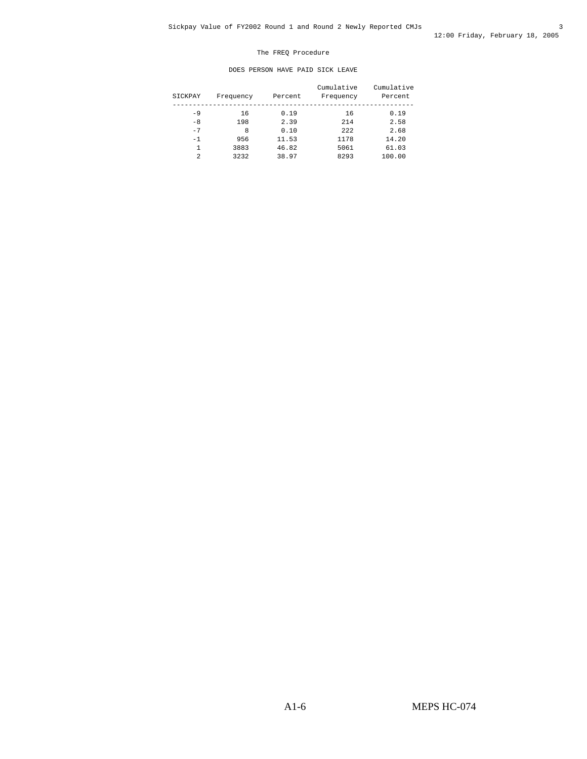Sickpay Value of FY2002 Round 1 and Round 2 Newly Reported CMJs

The FREQ Procedure

DOES PERSON HAVE PAID SICK LEAVE

| SICKPAY | Frequency | Percent | Cumulative Frequency | Cumulative Percent |
|---|---|---|---|---|
| -9 | 16 | 0.19 | 16 | 0.19 |
| -8 | 198 | 2.39 | 214 | 2.58 |
| -7 | 8 | 0.10 | 222 | 2.68 |
| -1 | 956 | 11.53 | 1178 | 14.20 |
| 1 | 3883 | 46.82 | 5061 | 61.03 |
| 2 | 3232 | 38.97 | 8293 | 100.00 |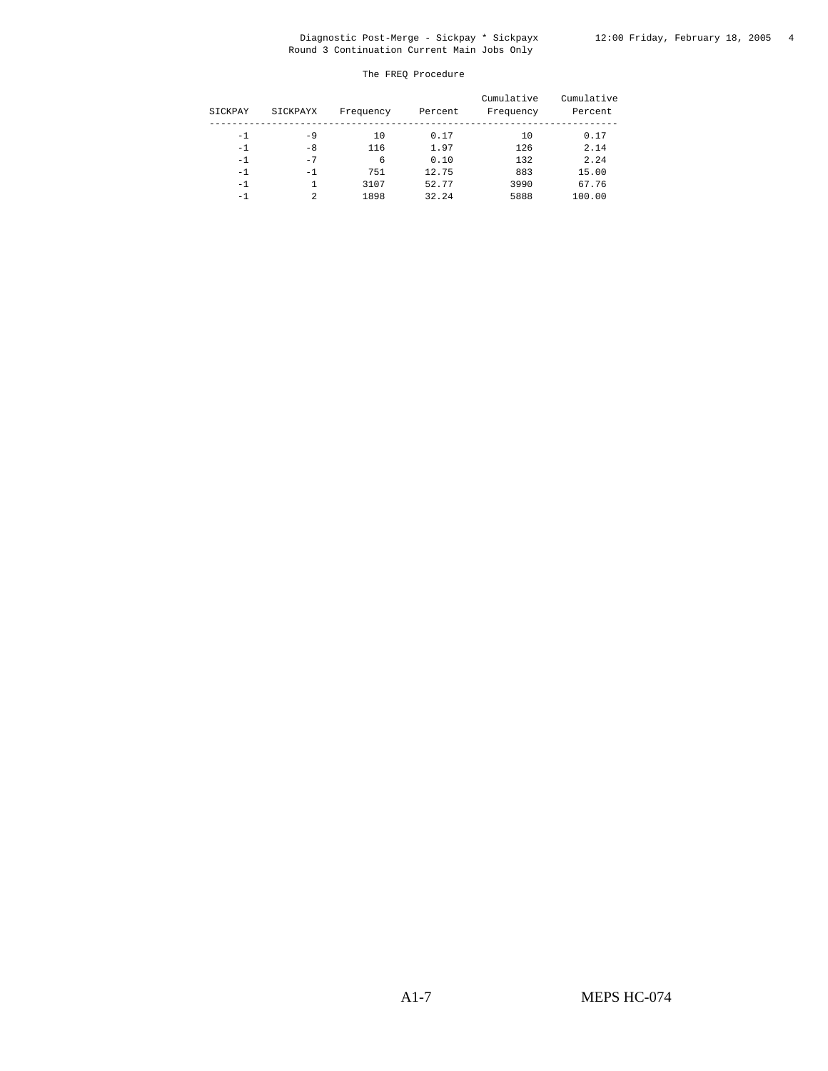Diagnostic Post-Merge - Sickpay * Sickpayx

Round 3 Continuation Current Main Jobs Only

The FREQ Procedure

| SICKPAY | SICKPAYX | Frequency | Percent | Cumulative Frequency | Cumulative Percent |
|---|---|---|---|---|---|
| -1 | -9 | 10 | 0.17 | 10 | 0.17 |
| -1 | -8 | 116 | 1.97 | 126 | 2.14 |
| -1 | -7 | 6 | 0.10 | 132 | 2.24 |
| -1 | -1 | 751 | 12.75 | 883 | 15.00 |
| -1 | 1 | 3107 | 52.77 | 3990 | 67.76 |
| -1 | 2 | 1898 | 32.24 | 5888 | 100.00 |